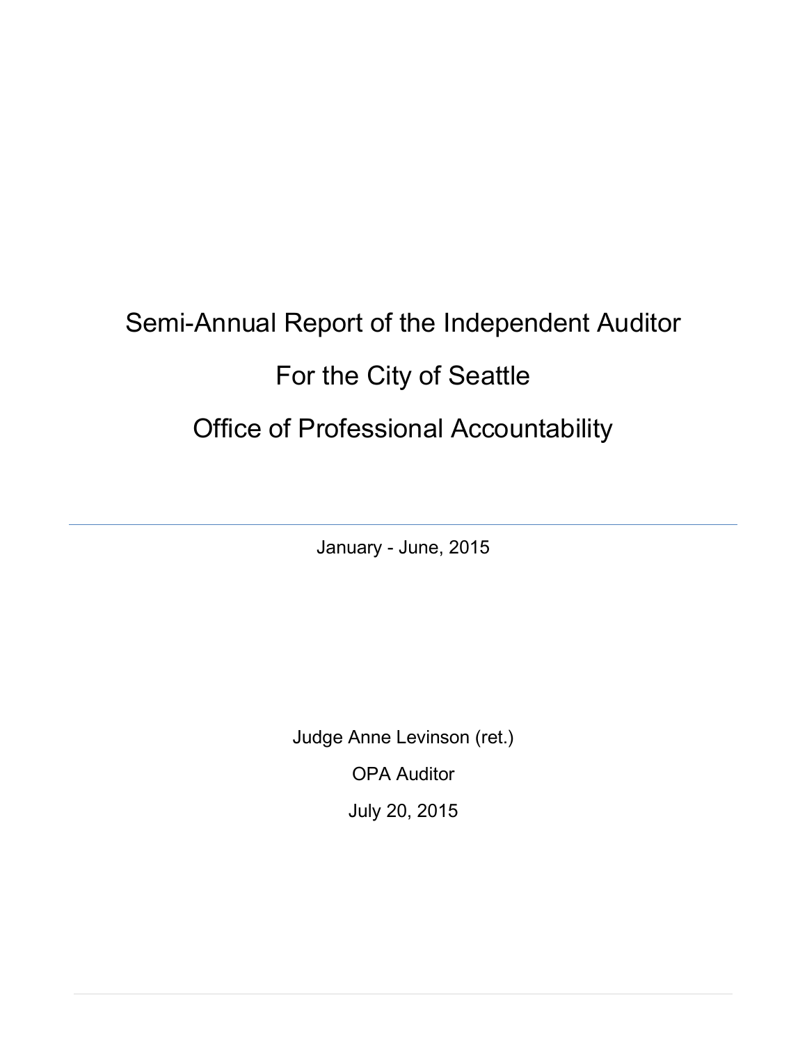# Semi-Annual Report of the Independent Auditor

# For the City of Seattle

# Office of Professional Accountability

---

January - June, 2015

Judge Anne Levinson (ret.)

OPA Auditor

July 20, 2015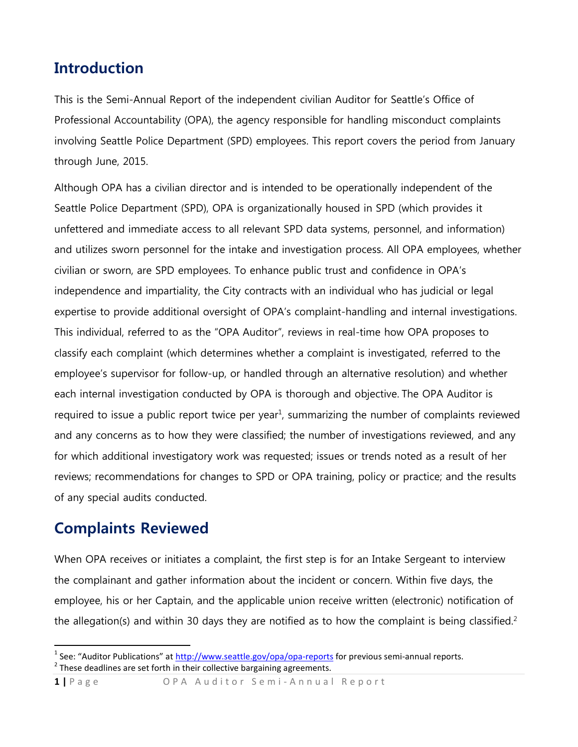## Introduction

This is the Semi-Annual Report of the independent civilian Auditor for Seattle's Office of Professional Accountability (OPA), the agency responsible for handling misconduct complaints involving Seattle Police Department (SPD) employees. This report covers the period from January through June, 2015.

Although OPA has a civilian director and is intended to be operationally independent of the Seattle Police Department (SPD), OPA is organizationally housed in SPD (which provides it unfettered and immediate access to all relevant SPD data systems, personnel, and information) and utilizes sworn personnel for the intake and investigation process. All OPA employees, whether civilian or sworn, are SPD employees. To enhance public trust and confidence in OPA's independence and impartiality, the City contracts with an individual who has judicial or legal expertise to provide additional oversight of OPA's complaint-handling and internal investigations. This individual, referred to as the "OPA Auditor", reviews in real-time how OPA proposes to classify each complaint (which determines whether a complaint is investigated, referred to the employee's supervisor for follow-up, or handled through an alternative resolution) and whether each internal investigation conducted by OPA is thorough and objective. The OPA Auditor is required to issue a public report twice per year[1], summarizing the number of complaints reviewed and any concerns as to how they were classified; the number of investigations reviewed, and any for which additional investigatory work was requested; issues or trends noted as a result of her reviews; recommendations for changes to SPD or OPA training, policy or practice; and the results of any special audits conducted.

## Complaints Reviewed

When OPA receives or initiates a complaint, the first step is for an Intake Sergeant to interview the complainant and gather information about the incident or concern. Within five days, the employee, his or her Captain, and the applicable union receive written (electronic) notification of the allegation(s) and within 30 days they are notified as to how the complaint is being classified.[2]

---

[1] See: "Auditor Publications" at http://www.seattle.gov/opa/opa-reports for previous semi-annual reports.

[2] These deadlines are set forth in their collective bargaining agreements.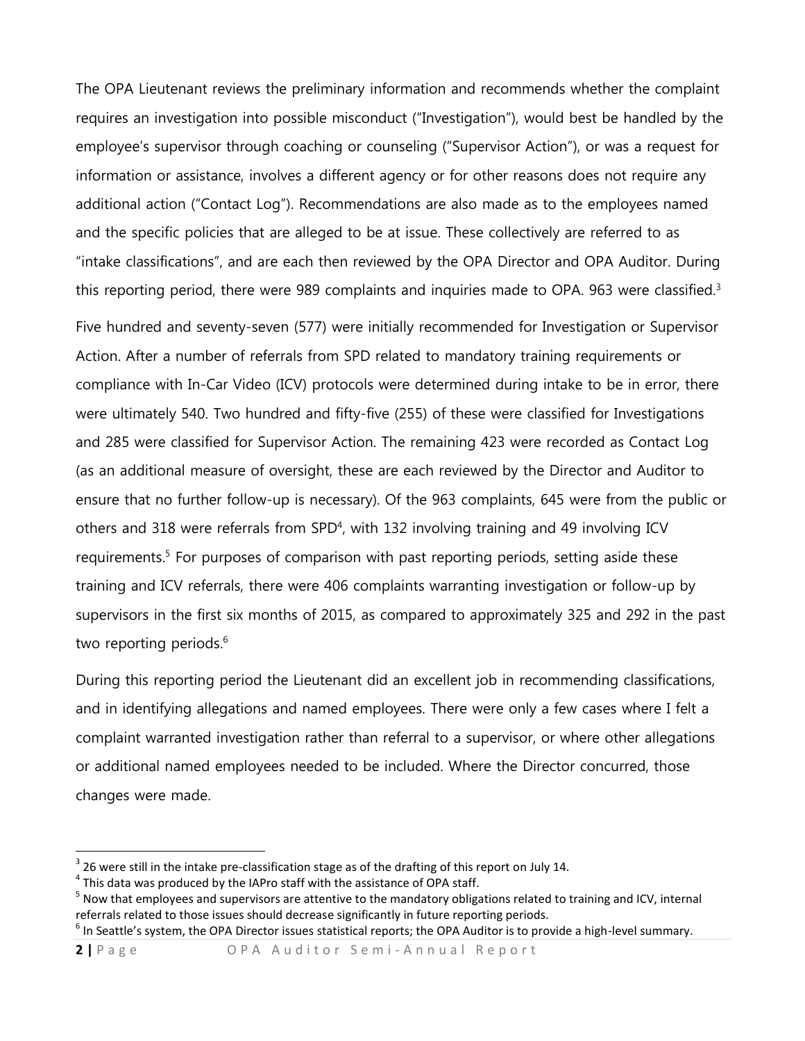The OPA Lieutenant reviews the preliminary information and recommends whether the complaint requires an investigation into possible misconduct ("Investigation"), would best be handled by the employee's supervisor through coaching or counseling ("Supervisor Action"), or was a request for information or assistance, involves a different agency or for other reasons does not require any additional action ("Contact Log"). Recommendations are also made as to the employees named and the specific policies that are alleged to be at issue. These collectively are referred to as "intake classifications", and are each then reviewed by the OPA Director and OPA Auditor. During this reporting period, there were 989 complaints and inquiries made to OPA. 963 were classified.[3]

Five hundred and seventy-seven (577) were initially recommended for Investigation or Supervisor Action. After a number of referrals from SPD related to mandatory training requirements or compliance with In-Car Video (ICV) protocols were determined during intake to be in error, there were ultimately 540. Two hundred and fifty-five (255) of these were classified for Investigations and 285 were classified for Supervisor Action. The remaining 423 were recorded as Contact Log (as an additional measure of oversight, these are each reviewed by the Director and Auditor to ensure that no further follow-up is necessary). Of the 963 complaints, 645 were from the public or others and 318 were referrals from SPD[4], with 132 involving training and 49 involving ICV requirements.[5] For purposes of comparison with past reporting periods, setting aside these training and ICV referrals, there were 406 complaints warranting investigation or follow-up by supervisors in the first six months of 2015, as compared to approximately 325 and 292 in the past two reporting periods.[6]

During this reporting period the Lieutenant did an excellent job in recommending classifications, and in identifying allegations and named employees. There were only a few cases where I felt a complaint warranted investigation rather than referral to a supervisor, or where other allegations or additional named employees needed to be included. Where the Director concurred, those changes were made.

---

[3] 26 were still in the intake pre-classification stage as of the drafting of this report on July 14.

[4] This data was produced by the IAPro staff with the assistance of OPA staff.

[5] Now that employees and supervisors are attentive to the mandatory obligations related to training and ICV, internal referrals related to those issues should decrease significantly in future reporting periods.

[6] In Seattle's system, the OPA Director issues statistical reports; the OPA Auditor is to provide a high-level summary.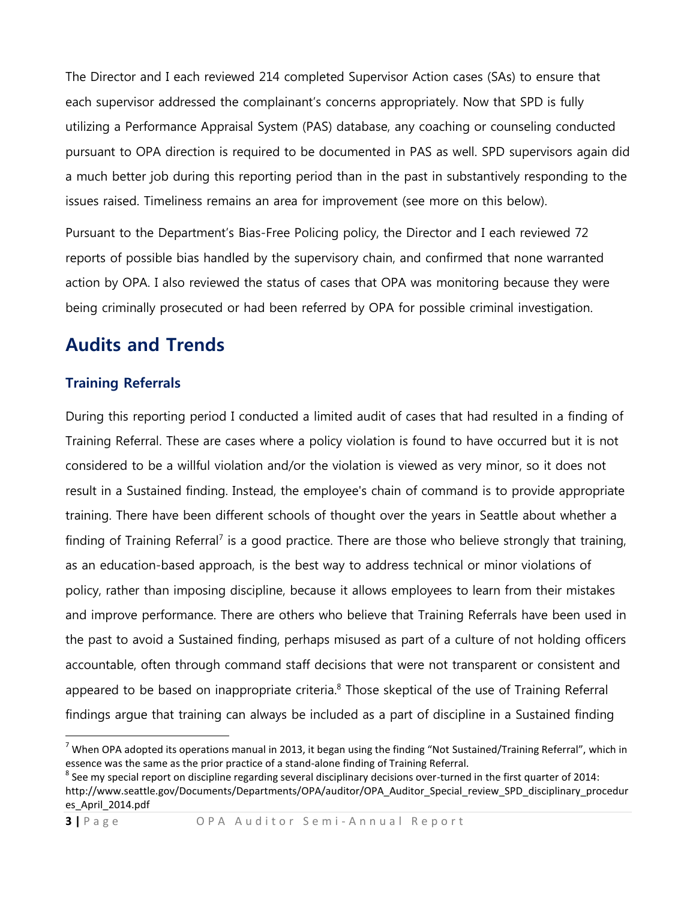The Director and I each reviewed 214 completed Supervisor Action cases (SAs) to ensure that each supervisor addressed the complainant's concerns appropriately. Now that SPD is fully utilizing a Performance Appraisal System (PAS) database, any coaching or counseling conducted pursuant to OPA direction is required to be documented in PAS as well. SPD supervisors again did a much better job during this reporting period than in the past in substantively responding to the issues raised. Timeliness remains an area for improvement (see more on this below).

Pursuant to the Department's Bias-Free Policing policy, the Director and I each reviewed 72 reports of possible bias handled by the supervisory chain, and confirmed that none warranted action by OPA. I also reviewed the status of cases that OPA was monitoring because they were being criminally prosecuted or had been referred by OPA for possible criminal investigation.

## Audits and Trends

### Training Referrals

During this reporting period I conducted a limited audit of cases that had resulted in a finding of Training Referral. These are cases where a policy violation is found to have occurred but it is not considered to be a willful violation and/or the violation is viewed as very minor, so it does not result in a Sustained finding. Instead, the employee's chain of command is to provide appropriate training. There have been different schools of thought over the years in Seattle about whether a finding of Training Referral[7] is a good practice. There are those who believe strongly that training, as an education-based approach, is the best way to address technical or minor violations of policy, rather than imposing discipline, because it allows employees to learn from their mistakes and improve performance. There are others who believe that Training Referrals have been used in the past to avoid a Sustained finding, perhaps misused as part of a culture of not holding officers accountable, often through command staff decisions that were not transparent or consistent and appeared to be based on inappropriate criteria.[8] Those skeptical of the use of Training Referral findings argue that training can always be included as a part of discipline in a Sustained finding

[7] When OPA adopted its operations manual in 2013, it began using the finding "Not Sustained/Training Referral", which in essence was the same as the prior practice of a stand-alone finding of Training Referral.

[8] See my special report on discipline regarding several disciplinary decisions over-turned in the first quarter of 2014: http://www.seattle.gov/Documents/Departments/OPA/auditor/OPA_Auditor_Special_review_SPD_disciplinary_procedures_April_2014.pdf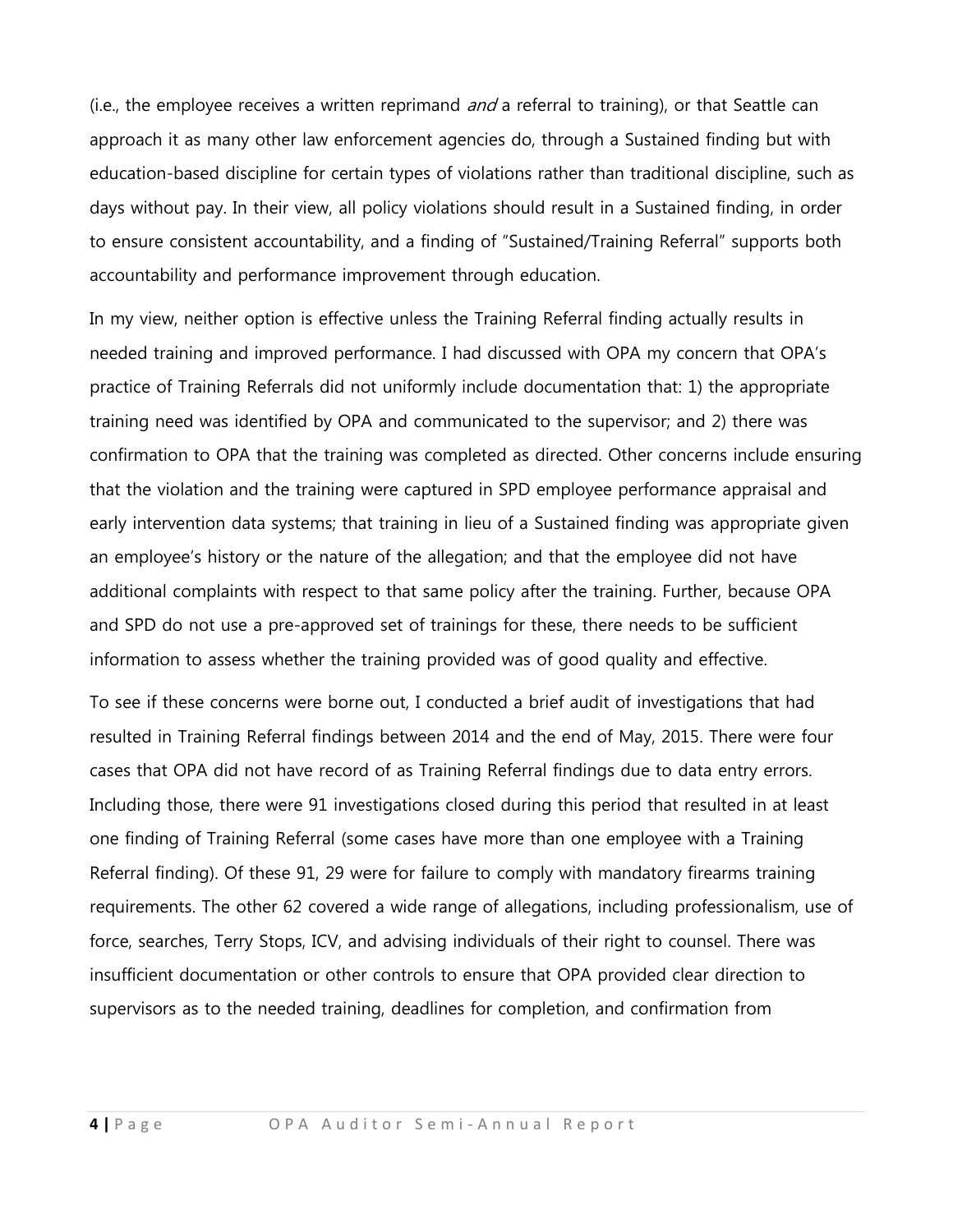(i.e., the employee receives a written reprimand *and* a referral to training), or that Seattle can approach it as many other law enforcement agencies do, through a Sustained finding but with education-based discipline for certain types of violations rather than traditional discipline, such as days without pay. In their view, all policy violations should result in a Sustained finding, in order to ensure consistent accountability, and a finding of "Sustained/Training Referral" supports both accountability and performance improvement through education.

In my view, neither option is effective unless the Training Referral finding actually results in needed training and improved performance. I had discussed with OPA my concern that OPA's practice of Training Referrals did not uniformly include documentation that: 1) the appropriate training need was identified by OPA and communicated to the supervisor; and 2) there was confirmation to OPA that the training was completed as directed. Other concerns include ensuring that the violation and the training were captured in SPD employee performance appraisal and early intervention data systems; that training in lieu of a Sustained finding was appropriate given an employee's history or the nature of the allegation; and that the employee did not have additional complaints with respect to that same policy after the training. Further, because OPA and SPD do not use a pre-approved set of trainings for these, there needs to be sufficient information to assess whether the training provided was of good quality and effective.

To see if these concerns were borne out, I conducted a brief audit of investigations that had resulted in Training Referral findings between 2014 and the end of May, 2015. There were four cases that OPA did not have record of as Training Referral findings due to data entry errors. Including those, there were 91 investigations closed during this period that resulted in at least one finding of Training Referral (some cases have more than one employee with a Training Referral finding). Of these 91, 29 were for failure to comply with mandatory firearms training requirements. The other 62 covered a wide range of allegations, including professionalism, use of force, searches, Terry Stops, ICV, and advising individuals of their right to counsel. There was insufficient documentation or other controls to ensure that OPA provided clear direction to supervisors as to the needed training, deadlines for completion, and confirmation from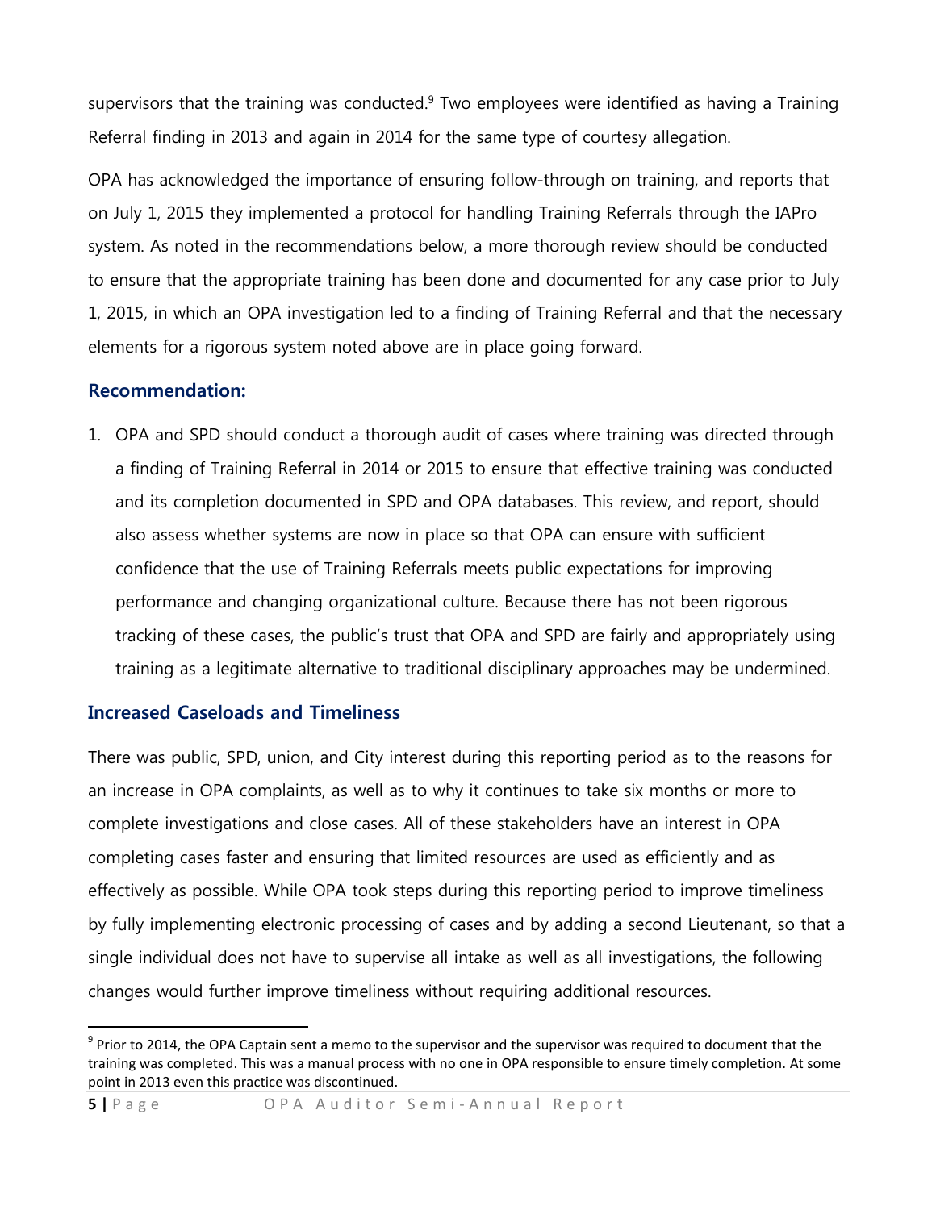supervisors that the training was conducted.[9] Two employees were identified as having a Training Referral finding in 2013 and again in 2014 for the same type of courtesy allegation.

OPA has acknowledged the importance of ensuring follow-through on training, and reports that on July 1, 2015 they implemented a protocol for handling Training Referrals through the IAPro system. As noted in the recommendations below, a more thorough review should be conducted to ensure that the appropriate training has been done and documented for any case prior to July 1, 2015, in which an OPA investigation led to a finding of Training Referral and that the necessary elements for a rigorous system noted above are in place going forward.

### Recommendation:

1. OPA and SPD should conduct a thorough audit of cases where training was directed through a finding of Training Referral in 2014 or 2015 to ensure that effective training was conducted and its completion documented in SPD and OPA databases. This review, and report, should also assess whether systems are now in place so that OPA can ensure with sufficient confidence that the use of Training Referrals meets public expectations for improving performance and changing organizational culture. Because there has not been rigorous tracking of these cases, the public's trust that OPA and SPD are fairly and appropriately using training as a legitimate alternative to traditional disciplinary approaches may be undermined.

## Increased Caseloads and Timeliness

There was public, SPD, union, and City interest during this reporting period as to the reasons for an increase in OPA complaints, as well as to why it continues to take six months or more to complete investigations and close cases. All of these stakeholders have an interest in OPA completing cases faster and ensuring that limited resources are used as efficiently and as effectively as possible. While OPA took steps during this reporting period to improve timeliness by fully implementing electronic processing of cases and by adding a second Lieutenant, so that a single individual does not have to supervise all intake as well as all investigations, the following changes would further improve timeliness without requiring additional resources.

[9] Prior to 2014, the OPA Captain sent a memo to the supervisor and the supervisor was required to document that the training was completed. This was a manual process with no one in OPA responsible to ensure timely completion. At some point in 2013 even this practice was discontinued.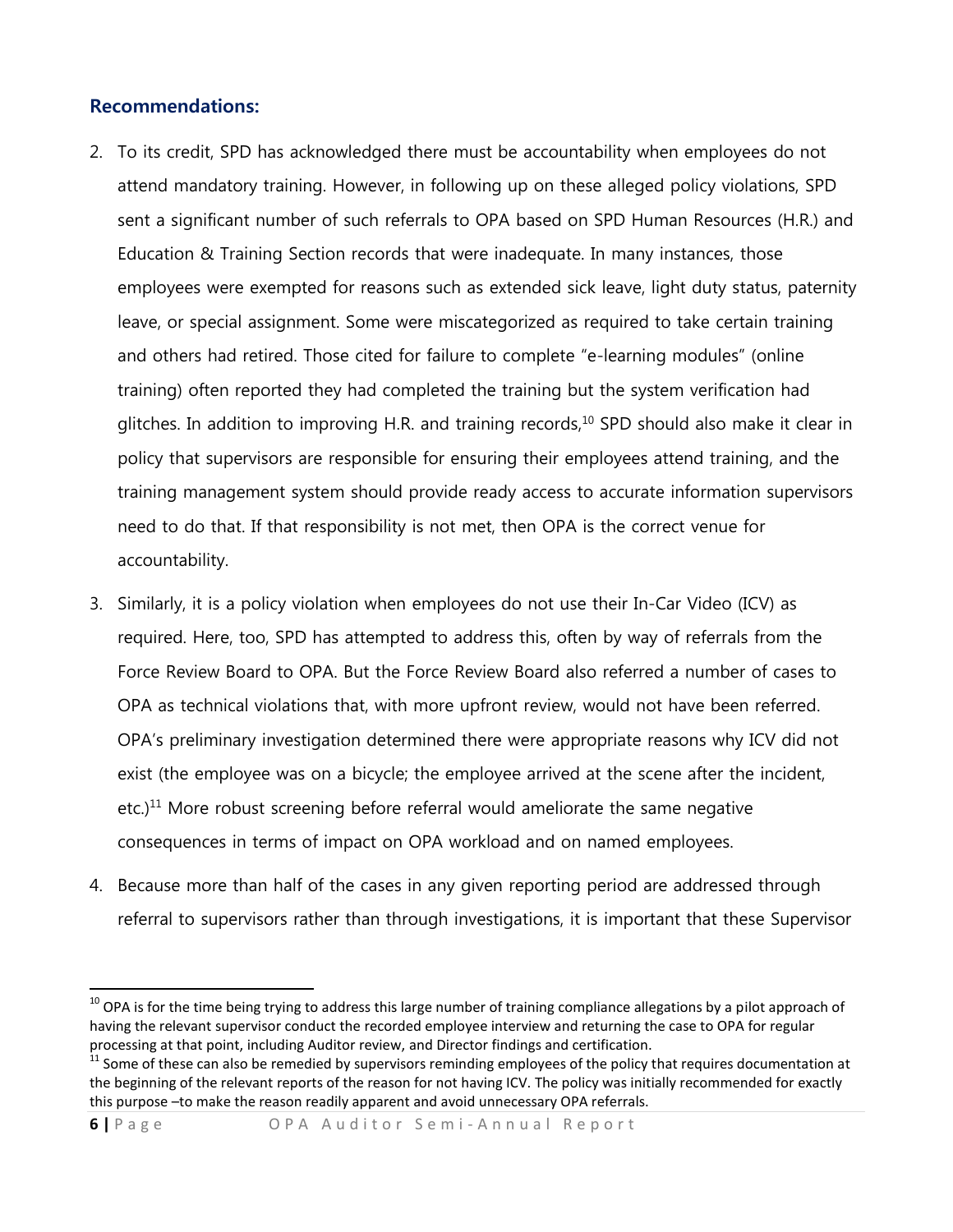## Recommendations:

2. To its credit, SPD has acknowledged there must be accountability when employees do not attend mandatory training. However, in following up on these alleged policy violations, SPD sent a significant number of such referrals to OPA based on SPD Human Resources (H.R.) and Education & Training Section records that were inadequate. In many instances, those employees were exempted for reasons such as extended sick leave, light duty status, paternity leave, or special assignment. Some were miscategorized as required to take certain training and others had retired. Those cited for failure to complete "e-learning modules" (online training) often reported they had completed the training but the system verification had glitches. In addition to improving H.R. and training records,[10] SPD should also make it clear in policy that supervisors are responsible for ensuring their employees attend training, and the training management system should provide ready access to accurate information supervisors need to do that. If that responsibility is not met, then OPA is the correct venue for accountability.

3. Similarly, it is a policy violation when employees do not use their In-Car Video (ICV) as required. Here, too, SPD has attempted to address this, often by way of referrals from the Force Review Board to OPA. But the Force Review Board also referred a number of cases to OPA as technical violations that, with more upfront review, would not have been referred. OPA's preliminary investigation determined there were appropriate reasons why ICV did not exist (the employee was on a bicycle; the employee arrived at the scene after the incident, etc.)[11] More robust screening before referral would ameliorate the same negative consequences in terms of impact on OPA workload and on named employees.

4. Because more than half of the cases in any given reporting period are addressed through referral to supervisors rather than through investigations, it is important that these Supervisor

[10] OPA is for the time being trying to address this large number of training compliance allegations by a pilot approach of having the relevant supervisor conduct the recorded employee interview and returning the case to OPA for regular processing at that point, including Auditor review, and Director findings and certification.

[11] Some of these can also be remedied by supervisors reminding employees of the policy that requires documentation at the beginning of the relevant reports of the reason for not having ICV. The policy was initially recommended for exactly this purpose –to make the reason readily apparent and avoid unnecessary OPA referrals.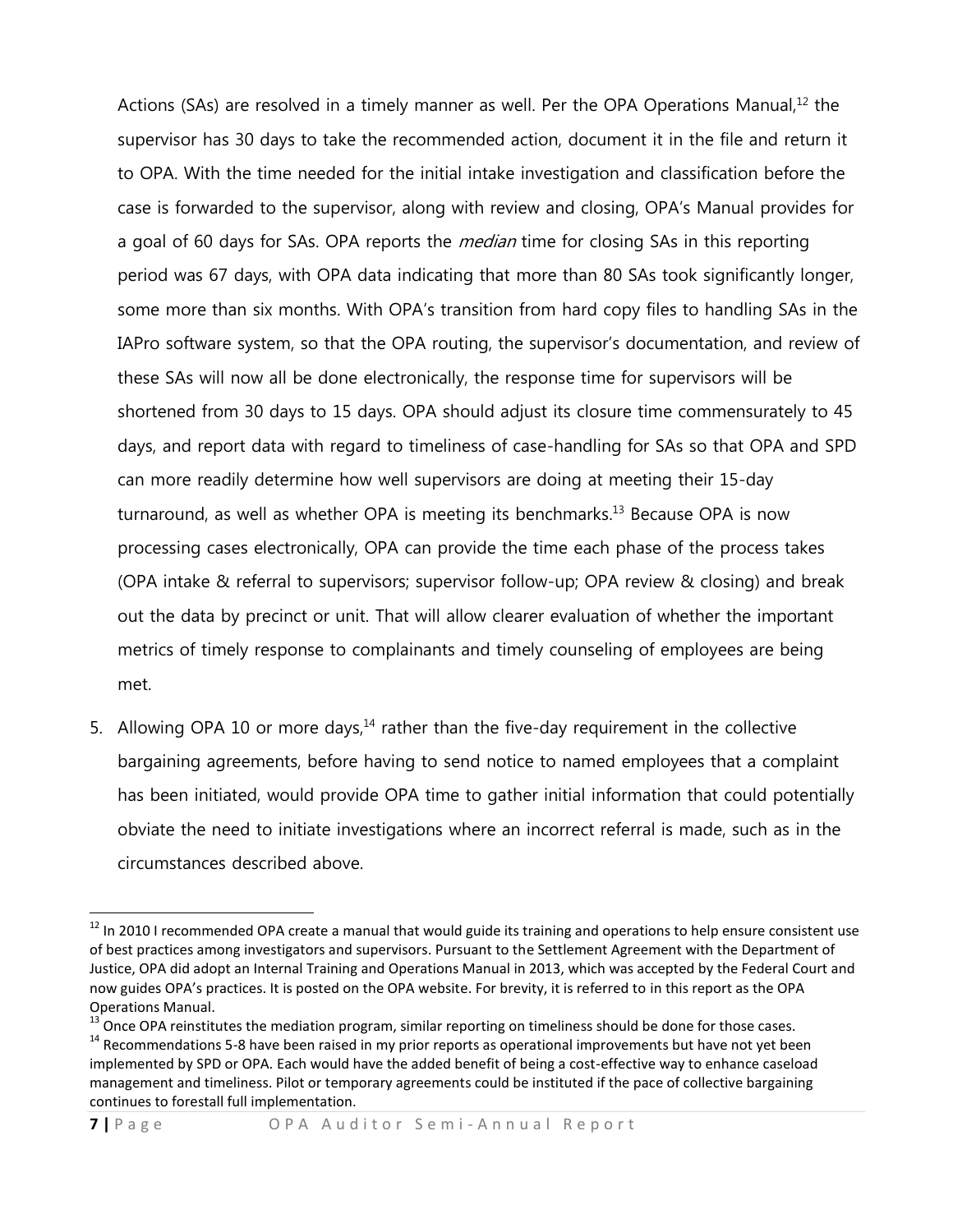Actions (SAs) are resolved in a timely manner as well. Per the OPA Operations Manual,[12] the supervisor has 30 days to take the recommended action, document it in the file and return it to OPA. With the time needed for the initial intake investigation and classification before the case is forwarded to the supervisor, along with review and closing, OPA's Manual provides for a goal of 60 days for SAs. OPA reports the *median* time for closing SAs in this reporting period was 67 days, with OPA data indicating that more than 80 SAs took significantly longer, some more than six months. With OPA's transition from hard copy files to handling SAs in the IAPro software system, so that the OPA routing, the supervisor's documentation, and review of these SAs will now all be done electronically, the response time for supervisors will be shortened from 30 days to 15 days. OPA should adjust its closure time commensurately to 45 days, and report data with regard to timeliness of case-handling for SAs so that OPA and SPD can more readily determine how well supervisors are doing at meeting their 15-day turnaround, as well as whether OPA is meeting its benchmarks.[13] Because OPA is now processing cases electronically, OPA can provide the time each phase of the process takes (OPA intake & referral to supervisors; supervisor follow-up; OPA review & closing) and break out the data by precinct or unit. That will allow clearer evaluation of whether the important metrics of timely response to complainants and timely counseling of employees are being met.

5. Allowing OPA 10 or more days,[14] rather than the five-day requirement in the collective bargaining agreements, before having to send notice to named employees that a complaint has been initiated, would provide OPA time to gather initial information that could potentially obviate the need to initiate investigations where an incorrect referral is made, such as in the circumstances described above.

---

[12] In 2010 I recommended OPA create a manual that would guide its training and operations to help ensure consistent use of best practices among investigators and supervisors. Pursuant to the Settlement Agreement with the Department of Justice, OPA did adopt an Internal Training and Operations Manual in 2013, which was accepted by the Federal Court and now guides OPA's practices. It is posted on the OPA website. For brevity, it is referred to in this report as the OPA Operations Manual.

[13] Once OPA reinstitutes the mediation program, similar reporting on timeliness should be done for those cases.

[14] Recommendations 5-8 have been raised in my prior reports as operational improvements but have not yet been implemented by SPD or OPA. Each would have the added benefit of being a cost-effective way to enhance caseload management and timeliness. Pilot or temporary agreements could be instituted if the pace of collective bargaining continues to forestall full implementation.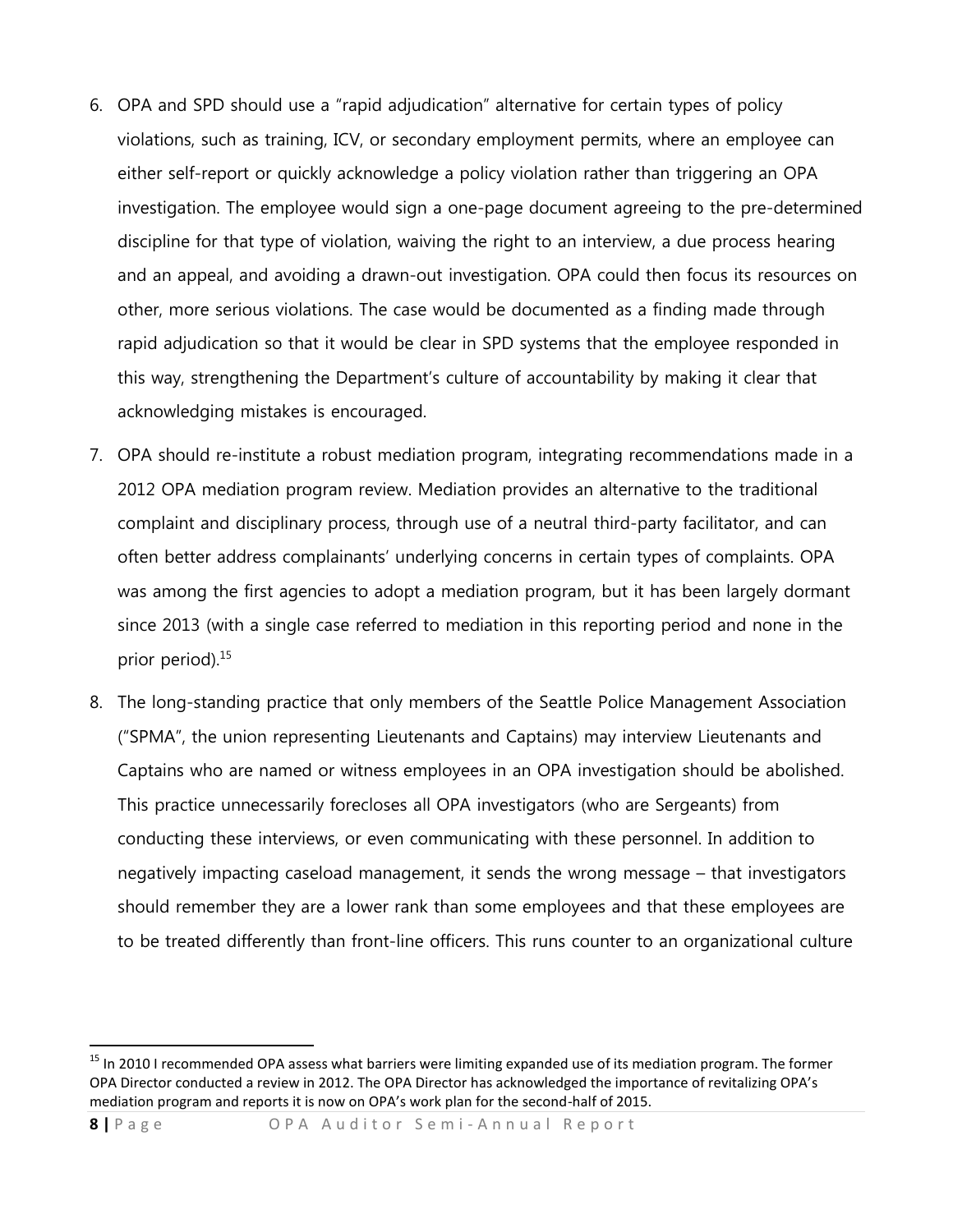6. OPA and SPD should use a "rapid adjudication" alternative for certain types of policy violations, such as training, ICV, or secondary employment permits, where an employee can either self-report or quickly acknowledge a policy violation rather than triggering an OPA investigation. The employee would sign a one-page document agreeing to the pre-determined discipline for that type of violation, waiving the right to an interview, a due process hearing and an appeal, and avoiding a drawn-out investigation. OPA could then focus its resources on other, more serious violations. The case would be documented as a finding made through rapid adjudication so that it would be clear in SPD systems that the employee responded in this way, strengthening the Department's culture of accountability by making it clear that acknowledging mistakes is encouraged.

7. OPA should re-institute a robust mediation program, integrating recommendations made in a 2012 OPA mediation program review. Mediation provides an alternative to the traditional complaint and disciplinary process, through use of a neutral third-party facilitator, and can often better address complainants' underlying concerns in certain types of complaints. OPA was among the first agencies to adopt a mediation program, but it has been largely dormant since 2013 (with a single case referred to mediation in this reporting period and none in the prior period).[15]

8. The long-standing practice that only members of the Seattle Police Management Association ("SPMA", the union representing Lieutenants and Captains) may interview Lieutenants and Captains who are named or witness employees in an OPA investigation should be abolished. This practice unnecessarily forecloses all OPA investigators (who are Sergeants) from conducting these interviews, or even communicating with these personnel. In addition to negatively impacting caseload management, it sends the wrong message – that investigators should remember they are a lower rank than some employees and that these employees are to be treated differently than front-line officers. This runs counter to an organizational culture

[15] In 2010 I recommended OPA assess what barriers were limiting expanded use of its mediation program. The former OPA Director conducted a review in 2012. The OPA Director has acknowledged the importance of revitalizing OPA's mediation program and reports it is now on OPA's work plan for the second-half of 2015.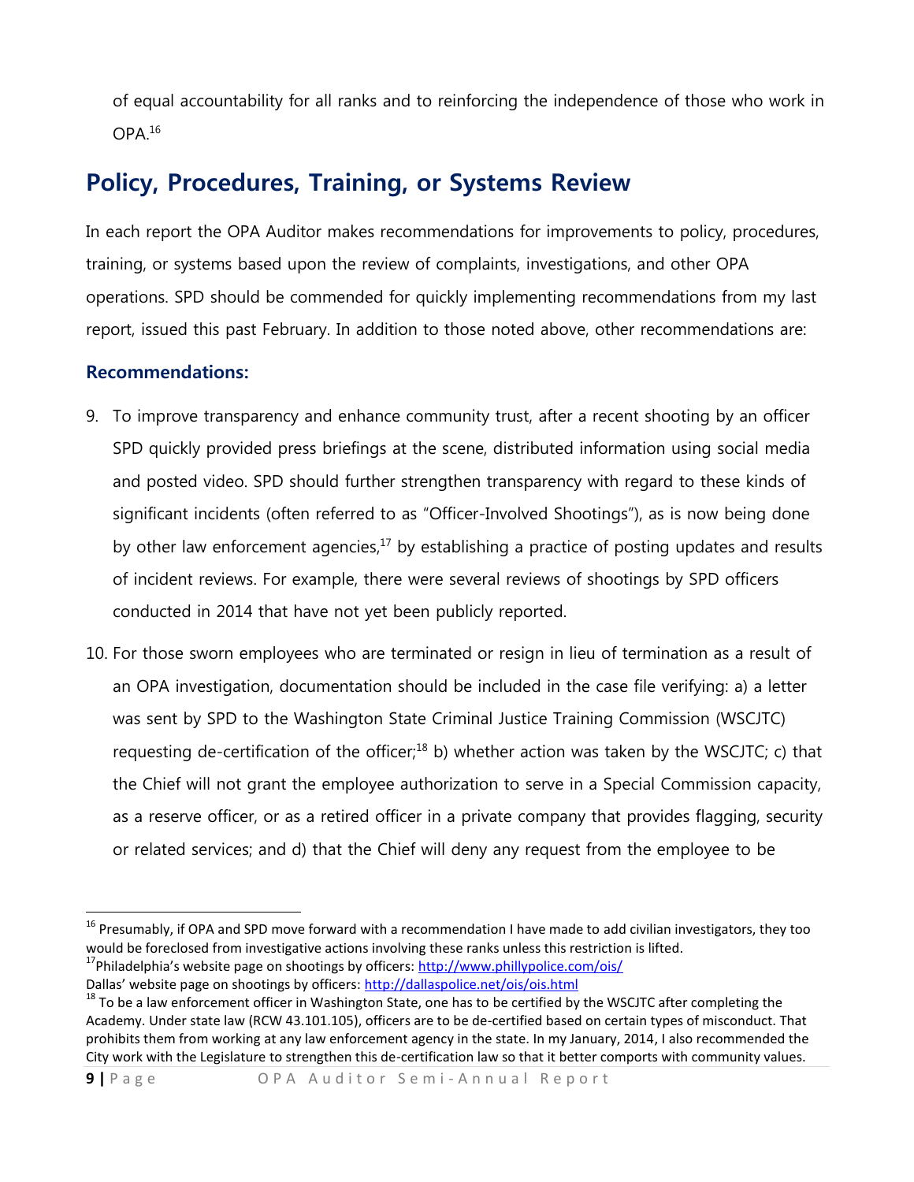of equal accountability for all ranks and to reinforcing the independence of those who work in OPA.[16]

## Policy, Procedures, Training, or Systems Review

In each report the OPA Auditor makes recommendations for improvements to policy, procedures, training, or systems based upon the review of complaints, investigations, and other OPA operations. SPD should be commended for quickly implementing recommendations from my last report, issued this past February. In addition to those noted above, other recommendations are:

### Recommendations:

9. To improve transparency and enhance community trust, after a recent shooting by an officer SPD quickly provided press briefings at the scene, distributed information using social media and posted video. SPD should further strengthen transparency with regard to these kinds of significant incidents (often referred to as "Officer-Involved Shootings"), as is now being done by other law enforcement agencies,[17] by establishing a practice of posting updates and results of incident reviews. For example, there were several reviews of shootings by SPD officers conducted in 2014 that have not yet been publicly reported.

10. For those sworn employees who are terminated or resign in lieu of termination as a result of an OPA investigation, documentation should be included in the case file verifying: a) a letter was sent by SPD to the Washington State Criminal Justice Training Commission (WSCJTC) requesting de-certification of the officer;[18] b) whether action was taken by the WSCJTC; c) that the Chief will not grant the employee authorization to serve in a Special Commission capacity, as a reserve officer, or as a retired officer in a private company that provides flagging, security or related services; and d) that the Chief will deny any request from the employee to be

---

[16] Presumably, if OPA and SPD move forward with a recommendation I have made to add civilian investigators, they too would be foreclosed from investigative actions involving these ranks unless this restriction is lifted.

[17] Philadelphia's website page on shootings by officers: http://www.phillypolice.com/ois/
Dallas' website page on shootings by officers: http://dallaspolice.net/ois/ois.html

[18] To be a law enforcement officer in Washington State, one has to be certified by the WSCJTC after completing the Academy. Under state law (RCW 43.101.105), officers are to be de-certified based on certain types of misconduct. That prohibits them from working at any law enforcement agency in the state. In my January, 2014, I also recommended the City work with the Legislature to strengthen this de-certification law so that it better comports with community values.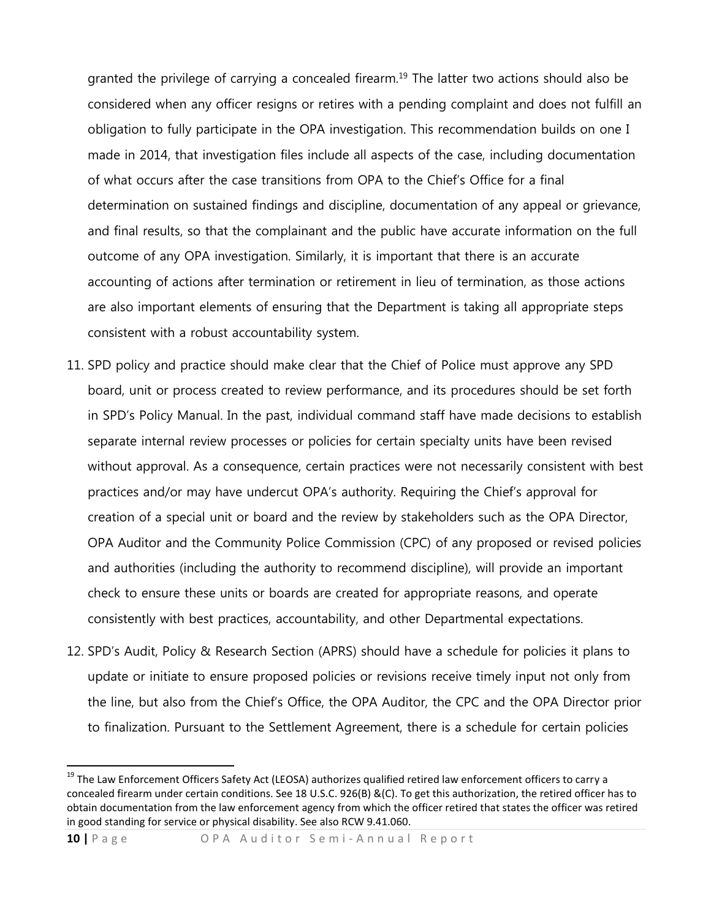granted the privilege of carrying a concealed firearm.[19] The latter two actions should also be considered when any officer resigns or retires with a pending complaint and does not fulfill an obligation to fully participate in the OPA investigation. This recommendation builds on one I made in 2014, that investigation files include all aspects of the case, including documentation of what occurs after the case transitions from OPA to the Chief's Office for a final determination on sustained findings and discipline, documentation of any appeal or grievance, and final results, so that the complainant and the public have accurate information on the full outcome of any OPA investigation. Similarly, it is important that there is an accurate accounting of actions after termination or retirement in lieu of termination, as those actions are also important elements of ensuring that the Department is taking all appropriate steps consistent with a robust accountability system.

11. SPD policy and practice should make clear that the Chief of Police must approve any SPD board, unit or process created to review performance, and its procedures should be set forth in SPD's Policy Manual. In the past, individual command staff have made decisions to establish separate internal review processes or policies for certain specialty units have been revised without approval. As a consequence, certain practices were not necessarily consistent with best practices and/or may have undercut OPA's authority. Requiring the Chief's approval for creation of a special unit or board and the review by stakeholders such as the OPA Director, OPA Auditor and the Community Police Commission (CPC) of any proposed or revised policies and authorities (including the authority to recommend discipline), will provide an important check to ensure these units or boards are created for appropriate reasons, and operate consistently with best practices, accountability, and other Departmental expectations.

12. SPD's Audit, Policy & Research Section (APRS) should have a schedule for policies it plans to update or initiate to ensure proposed policies or revisions receive timely input not only from the line, but also from the Chief's Office, the OPA Auditor, the CPC and the OPA Director prior to finalization. Pursuant to the Settlement Agreement, there is a schedule for certain policies

---

[19] The Law Enforcement Officers Safety Act (LEOSA) authorizes qualified retired law enforcement officers to carry a concealed firearm under certain conditions. See 18 U.S.C. 926(B) &(C). To get this authorization, the retired officer has to obtain documentation from the law enforcement agency from which the officer retired that states the officer was retired in good standing for service or physical disability. See also RCW 9.41.060.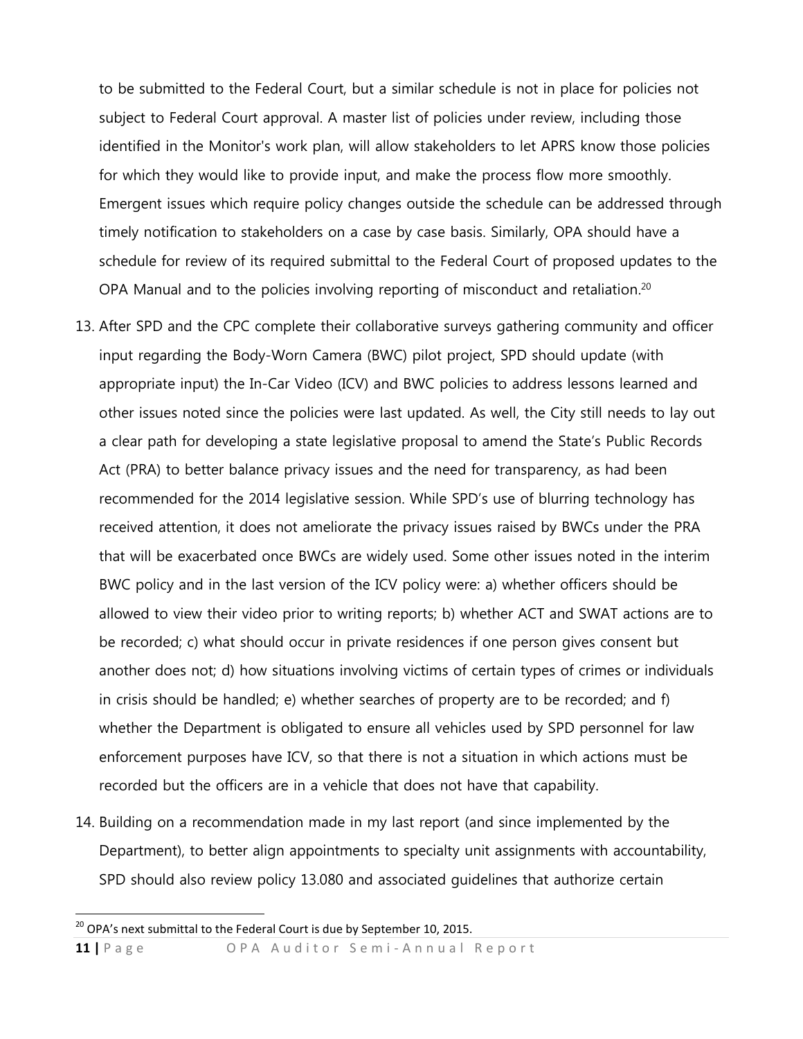to be submitted to the Federal Court, but a similar schedule is not in place for policies not subject to Federal Court approval. A master list of policies under review, including those identified in the Monitor's work plan, will allow stakeholders to let APRS know those policies for which they would like to provide input, and make the process flow more smoothly. Emergent issues which require policy changes outside the schedule can be addressed through timely notification to stakeholders on a case by case basis. Similarly, OPA should have a schedule for review of its required submittal to the Federal Court of proposed updates to the OPA Manual and to the policies involving reporting of misconduct and retaliation.[20]

13. After SPD and the CPC complete their collaborative surveys gathering community and officer input regarding the Body-Worn Camera (BWC) pilot project, SPD should update (with appropriate input) the In-Car Video (ICV) and BWC policies to address lessons learned and other issues noted since the policies were last updated. As well, the City still needs to lay out a clear path for developing a state legislative proposal to amend the State's Public Records Act (PRA) to better balance privacy issues and the need for transparency, as had been recommended for the 2014 legislative session. While SPD's use of blurring technology has received attention, it does not ameliorate the privacy issues raised by BWCs under the PRA that will be exacerbated once BWCs are widely used. Some other issues noted in the interim BWC policy and in the last version of the ICV policy were: a) whether officers should be allowed to view their video prior to writing reports; b) whether ACT and SWAT actions are to be recorded; c) what should occur in private residences if one person gives consent but another does not; d) how situations involving victims of certain types of crimes or individuals in crisis should be handled; e) whether searches of property are to be recorded; and f) whether the Department is obligated to ensure all vehicles used by SPD personnel for law enforcement purposes have ICV, so that there is not a situation in which actions must be recorded but the officers are in a vehicle that does not have that capability.

14. Building on a recommendation made in my last report (and since implemented by the Department), to better align appointments to specialty unit assignments with accountability, SPD should also review policy 13.080 and associated guidelines that authorize certain

[20] OPA's next submittal to the Federal Court is due by September 10, 2015.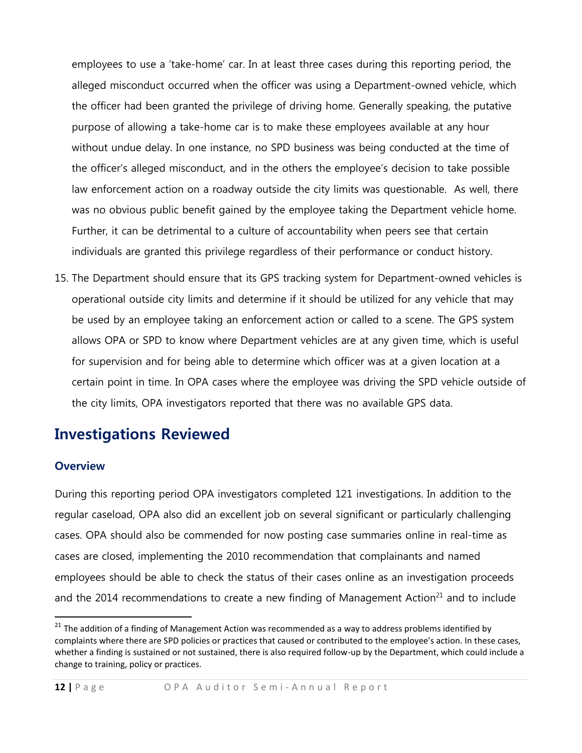employees to use a 'take-home' car. In at least three cases during this reporting period, the alleged misconduct occurred when the officer was using a Department-owned vehicle, which the officer had been granted the privilege of driving home. Generally speaking, the putative purpose of allowing a take-home car is to make these employees available at any hour without undue delay. In one instance, no SPD business was being conducted at the time of the officer's alleged misconduct, and in the others the employee's decision to take possible law enforcement action on a roadway outside the city limits was questionable. As well, there was no obvious public benefit gained by the employee taking the Department vehicle home. Further, it can be detrimental to a culture of accountability when peers see that certain individuals are granted this privilege regardless of their performance or conduct history.

15. The Department should ensure that its GPS tracking system for Department-owned vehicles is operational outside city limits and determine if it should be utilized for any vehicle that may be used by an employee taking an enforcement action or called to a scene. The GPS system allows OPA or SPD to know where Department vehicles are at any given time, which is useful for supervision and for being able to determine which officer was at a given location at a certain point in time. In OPA cases where the employee was driving the SPD vehicle outside of the city limits, OPA investigators reported that there was no available GPS data.

## Investigations Reviewed

### Overview

During this reporting period OPA investigators completed 121 investigations. In addition to the regular caseload, OPA also did an excellent job on several significant or particularly challenging cases. OPA should also be commended for now posting case summaries online in real-time as cases are closed, implementing the 2010 recommendation that complainants and named employees should be able to check the status of their cases online as an investigation proceeds and the 2014 recommendations to create a new finding of Management Action[21] and to include

[21] The addition of a finding of Management Action was recommended as a way to address problems identified by complaints where there are SPD policies or practices that caused or contributed to the employee's action. In these cases, whether a finding is sustained or not sustained, there is also required follow-up by the Department, which could include a change to training, policy or practices.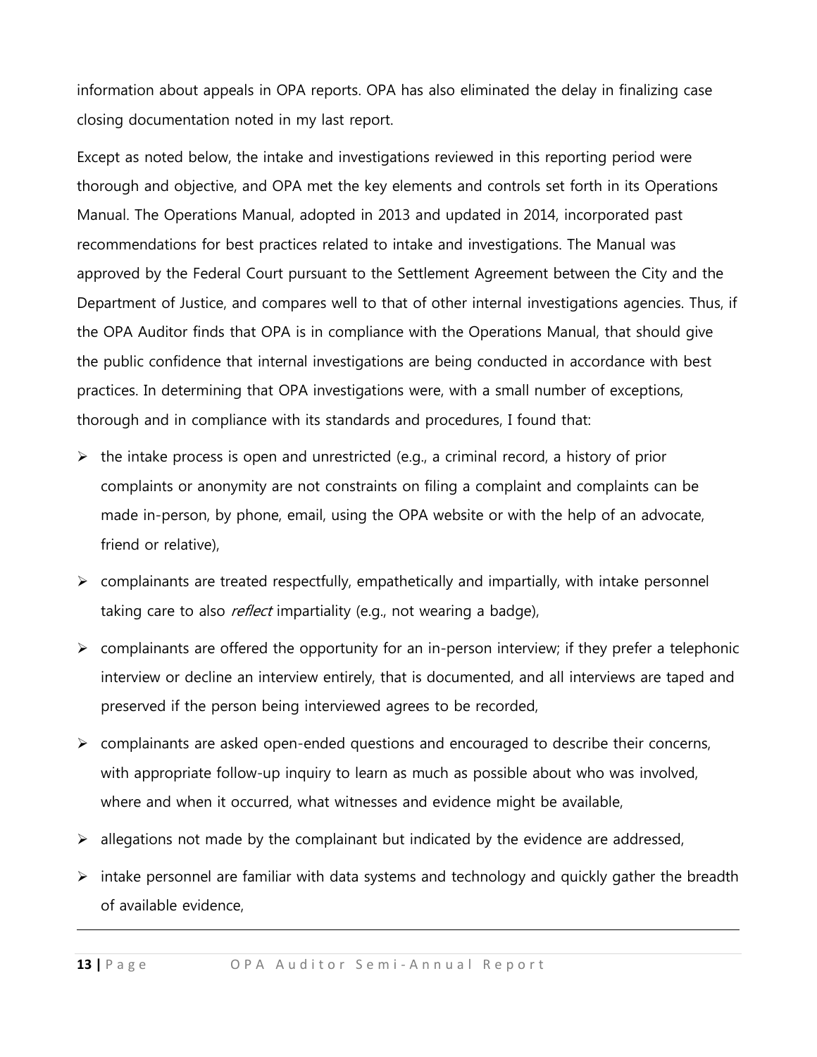information about appeals in OPA reports. OPA has also eliminated the delay in finalizing case closing documentation noted in my last report.

Except as noted below, the intake and investigations reviewed in this reporting period were thorough and objective, and OPA met the key elements and controls set forth in its Operations Manual. The Operations Manual, adopted in 2013 and updated in 2014, incorporated past recommendations for best practices related to intake and investigations. The Manual was approved by the Federal Court pursuant to the Settlement Agreement between the City and the Department of Justice, and compares well to that of other internal investigations agencies. Thus, if the OPA Auditor finds that OPA is in compliance with the Operations Manual, that should give the public confidence that internal investigations are being conducted in accordance with best practices. In determining that OPA investigations were, with a small number of exceptions, thorough and in compliance with its standards and procedures, I found that:

- the intake process is open and unrestricted (e.g., a criminal record, a history of prior complaints or anonymity are not constraints on filing a complaint and complaints can be made in-person, by phone, email, using the OPA website or with the help of an advocate, friend or relative),
- complainants are treated respectfully, empathetically and impartially, with intake personnel taking care to also *reflect* impartiality (e.g., not wearing a badge),
- complainants are offered the opportunity for an in-person interview; if they prefer a telephonic interview or decline an interview entirely, that is documented, and all interviews are taped and preserved if the person being interviewed agrees to be recorded,
- complainants are asked open-ended questions and encouraged to describe their concerns, with appropriate follow-up inquiry to learn as much as possible about who was involved, where and when it occurred, what witnesses and evidence might be available,
- allegations not made by the complainant but indicated by the evidence are addressed,
- intake personnel are familiar with data systems and technology and quickly gather the breadth of available evidence,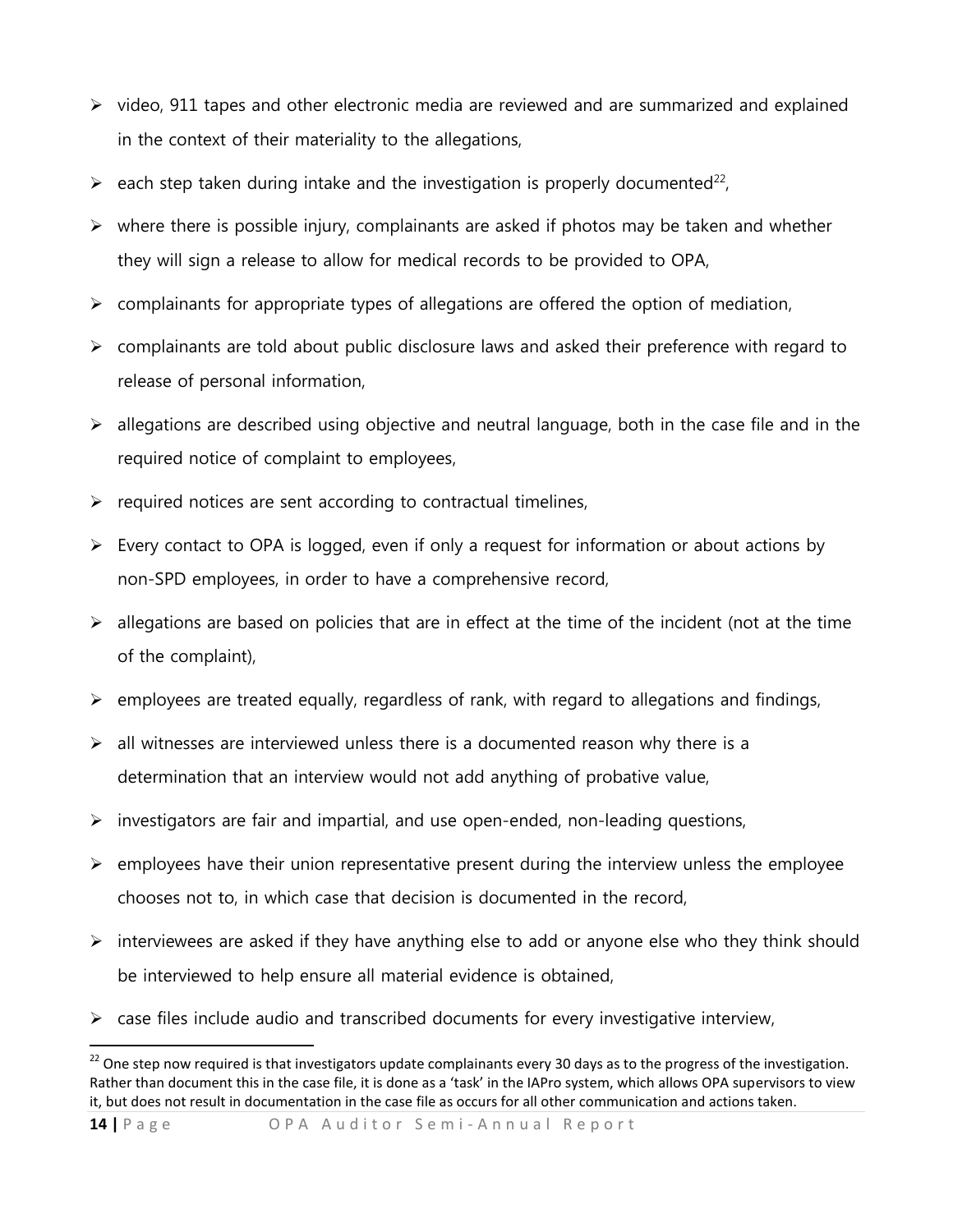- video, 911 tapes and other electronic media are reviewed and are summarized and explained in the context of their materiality to the allegations,
- each step taken during intake and the investigation is properly documented[22],
- where there is possible injury, complainants are asked if photos may be taken and whether they will sign a release to allow for medical records to be provided to OPA,
- complainants for appropriate types of allegations are offered the option of mediation,
- complainants are told about public disclosure laws and asked their preference with regard to release of personal information,
- allegations are described using objective and neutral language, both in the case file and in the required notice of complaint to employees,
- required notices are sent according to contractual timelines,
- Every contact to OPA is logged, even if only a request for information or about actions by non-SPD employees, in order to have a comprehensive record,
- allegations are based on policies that are in effect at the time of the incident (not at the time of the complaint),
- employees are treated equally, regardless of rank, with regard to allegations and findings,
- all witnesses are interviewed unless there is a documented reason why there is a determination that an interview would not add anything of probative value,
- investigators are fair and impartial, and use open-ended, non-leading questions,
- employees have their union representative present during the interview unless the employee chooses not to, in which case that decision is documented in the record,
- interviewees are asked if they have anything else to add or anyone else who they think should be interviewed to help ensure all material evidence is obtained,
- case files include audio and transcribed documents for every investigative interview,

[22] One step now required is that investigators update complainants every 30 days as to the progress of the investigation. Rather than document this in the case file, it is done as a 'task' in the IAPro system, which allows OPA supervisors to view it, but does not result in documentation in the case file as occurs for all other communication and actions taken.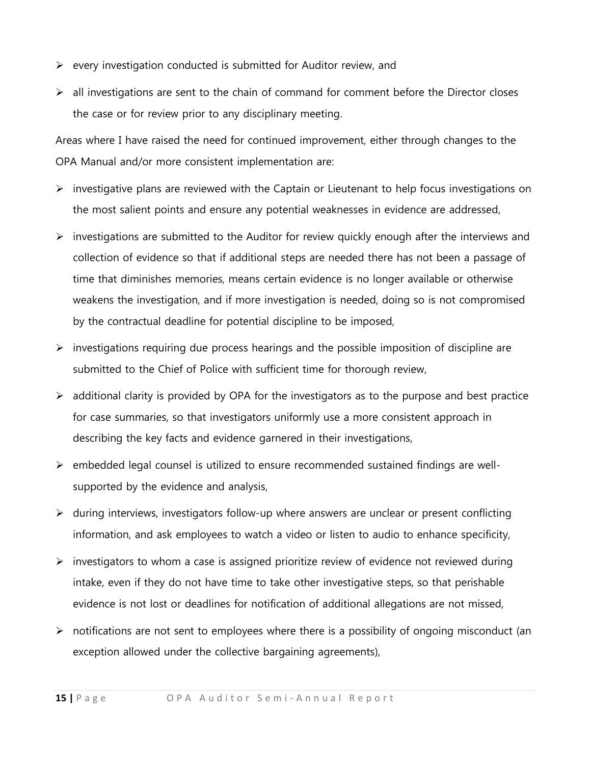- every investigation conducted is submitted for Auditor review, and
- all investigations are sent to the chain of command for comment before the Director closes the case or for review prior to any disciplinary meeting.

Areas where I have raised the need for continued improvement, either through changes to the OPA Manual and/or more consistent implementation are:

- investigative plans are reviewed with the Captain or Lieutenant to help focus investigations on the most salient points and ensure any potential weaknesses in evidence are addressed,
- investigations are submitted to the Auditor for review quickly enough after the interviews and collection of evidence so that if additional steps are needed there has not been a passage of time that diminishes memories, means certain evidence is no longer available or otherwise weakens the investigation, and if more investigation is needed, doing so is not compromised by the contractual deadline for potential discipline to be imposed,
- investigations requiring due process hearings and the possible imposition of discipline are submitted to the Chief of Police with sufficient time for thorough review,
- additional clarity is provided by OPA for the investigators as to the purpose and best practice for case summaries, so that investigators uniformly use a more consistent approach in describing the key facts and evidence garnered in their investigations,
- embedded legal counsel is utilized to ensure recommended sustained findings are well-supported by the evidence and analysis,
- during interviews, investigators follow-up where answers are unclear or present conflicting information, and ask employees to watch a video or listen to audio to enhance specificity,
- investigators to whom a case is assigned prioritize review of evidence not reviewed during intake, even if they do not have time to take other investigative steps, so that perishable evidence is not lost or deadlines for notification of additional allegations are not missed,
- notifications are not sent to employees where there is a possibility of ongoing misconduct (an exception allowed under the collective bargaining agreements),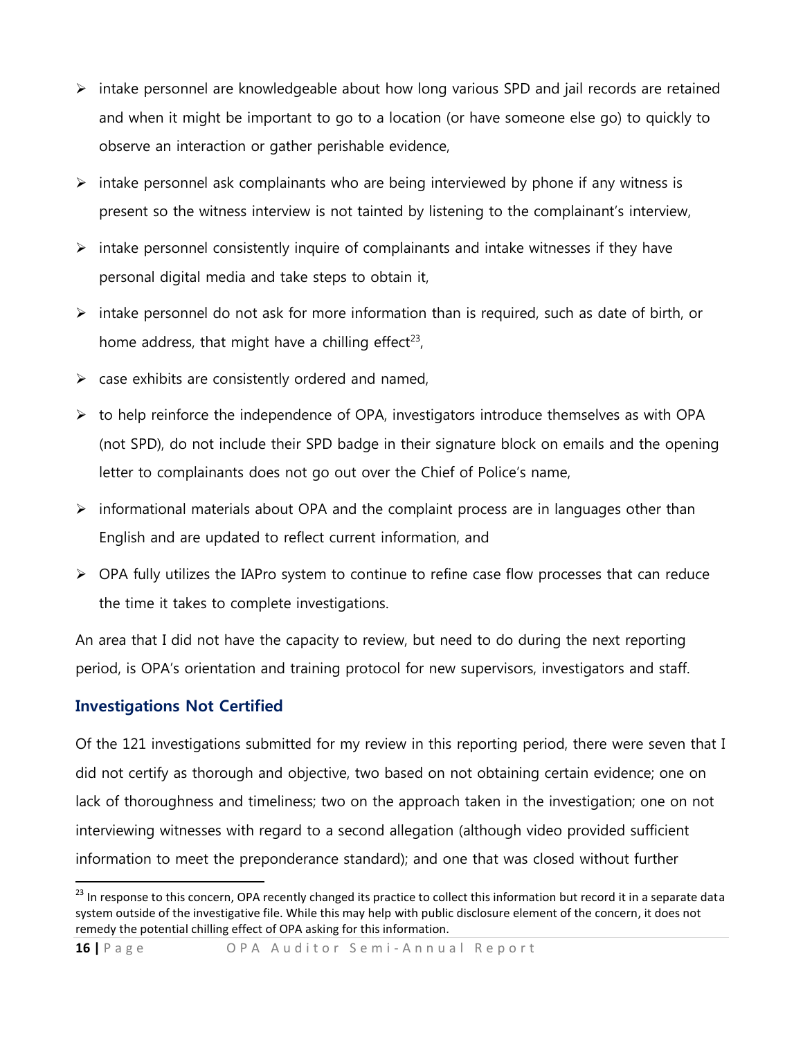- intake personnel are knowledgeable about how long various SPD and jail records are retained and when it might be important to go to a location (or have someone else go) to quickly to observe an interaction or gather perishable evidence,
- intake personnel ask complainants who are being interviewed by phone if any witness is present so the witness interview is not tainted by listening to the complainant's interview,
- intake personnel consistently inquire of complainants and intake witnesses if they have personal digital media and take steps to obtain it,
- intake personnel do not ask for more information than is required, such as date of birth, or home address, that might have a chilling effect[23],
- case exhibits are consistently ordered and named,
- to help reinforce the independence of OPA, investigators introduce themselves as with OPA (not SPD), do not include their SPD badge in their signature block on emails and the opening letter to complainants does not go out over the Chief of Police's name,
- informational materials about OPA and the complaint process are in languages other than English and are updated to reflect current information, and
- OPA fully utilizes the IAPro system to continue to refine case flow processes that can reduce the time it takes to complete investigations.

An area that I did not have the capacity to review, but need to do during the next reporting period, is OPA's orientation and training protocol for new supervisors, investigators and staff.

### Investigations Not Certified

Of the 121 investigations submitted for my review in this reporting period, there were seven that I did not certify as thorough and objective, two based on not obtaining certain evidence; one on lack of thoroughness and timeliness; two on the approach taken in the investigation; one on not interviewing witnesses with regard to a second allegation (although video provided sufficient information to meet the preponderance standard); and one that was closed without further

[23] In response to this concern, OPA recently changed its practice to collect this information but record it in a separate data system outside of the investigative file. While this may help with public disclosure element of the concern, it does not remedy the potential chilling effect of OPA asking for this information.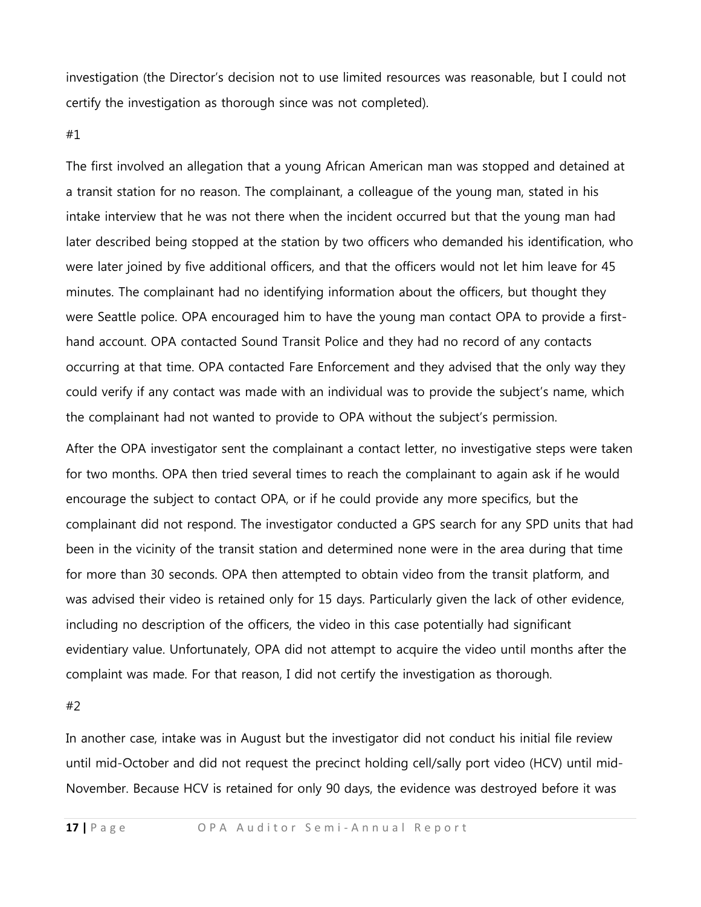investigation (the Director's decision not to use limited resources was reasonable, but I could not certify the investigation as thorough since was not completed).

#1

The first involved an allegation that a young African American man was stopped and detained at a transit station for no reason. The complainant, a colleague of the young man, stated in his intake interview that he was not there when the incident occurred but that the young man had later described being stopped at the station by two officers who demanded his identification, who were later joined by five additional officers, and that the officers would not let him leave for 45 minutes. The complainant had no identifying information about the officers, but thought they were Seattle police. OPA encouraged him to have the young man contact OPA to provide a first-hand account. OPA contacted Sound Transit Police and they had no record of any contacts occurring at that time. OPA contacted Fare Enforcement and they advised that the only way they could verify if any contact was made with an individual was to provide the subject's name, which the complainant had not wanted to provide to OPA without the subject's permission.

After the OPA investigator sent the complainant a contact letter, no investigative steps were taken for two months. OPA then tried several times to reach the complainant to again ask if he would encourage the subject to contact OPA, or if he could provide any more specifics, but the complainant did not respond. The investigator conducted a GPS search for any SPD units that had been in the vicinity of the transit station and determined none were in the area during that time for more than 30 seconds. OPA then attempted to obtain video from the transit platform, and was advised their video is retained only for 15 days. Particularly given the lack of other evidence, including no description of the officers, the video in this case potentially had significant evidentiary value. Unfortunately, OPA did not attempt to acquire the video until months after the complaint was made. For that reason, I did not certify the investigation as thorough.

#2

In another case, intake was in August but the investigator did not conduct his initial file review until mid-October and did not request the precinct holding cell/sally port video (HCV) until mid-November. Because HCV is retained for only 90 days, the evidence was destroyed before it was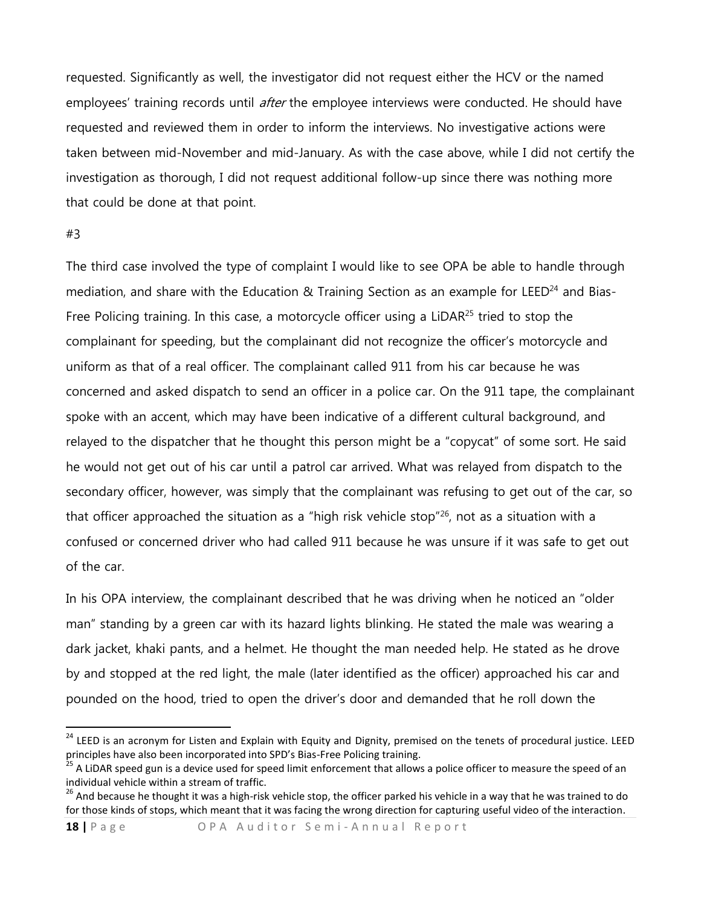requested. Significantly as well, the investigator did not request either the HCV or the named employees' training records until *after* the employee interviews were conducted. He should have requested and reviewed them in order to inform the interviews. No investigative actions were taken between mid-November and mid-January. As with the case above, while I did not certify the investigation as thorough, I did not request additional follow-up since there was nothing more that could be done at that point.

#3

The third case involved the type of complaint I would like to see OPA be able to handle through mediation, and share with the Education & Training Section as an example for LEED[24] and Bias-Free Policing training. In this case, a motorcycle officer using a LiDAR[25] tried to stop the complainant for speeding, but the complainant did not recognize the officer's motorcycle and uniform as that of a real officer. The complainant called 911 from his car because he was concerned and asked dispatch to send an officer in a police car. On the 911 tape, the complainant spoke with an accent, which may have been indicative of a different cultural background, and relayed to the dispatcher that he thought this person might be a "copycat" of some sort. He said he would not get out of his car until a patrol car arrived. What was relayed from dispatch to the secondary officer, however, was simply that the complainant was refusing to get out of the car, so that officer approached the situation as a "high risk vehicle stop"[26], not as a situation with a confused or concerned driver who had called 911 because he was unsure if it was safe to get out of the car.

In his OPA interview, the complainant described that he was driving when he noticed an "older man" standing by a green car with its hazard lights blinking. He stated the male was wearing a dark jacket, khaki pants, and a helmet. He thought the man needed help. He stated as he drove by and stopped at the red light, the male (later identified as the officer) approached his car and pounded on the hood, tried to open the driver's door and demanded that he roll down the

[24] LEED is an acronym for Listen and Explain with Equity and Dignity, premised on the tenets of procedural justice. LEED principles have also been incorporated into SPD's Bias-Free Policing training.

[25] A LiDAR speed gun is a device used for speed limit enforcement that allows a police officer to measure the speed of an individual vehicle within a stream of traffic.

[26] And because he thought it was a high-risk vehicle stop, the officer parked his vehicle in a way that he was trained to do for those kinds of stops, which meant that it was facing the wrong direction for capturing useful video of the interaction.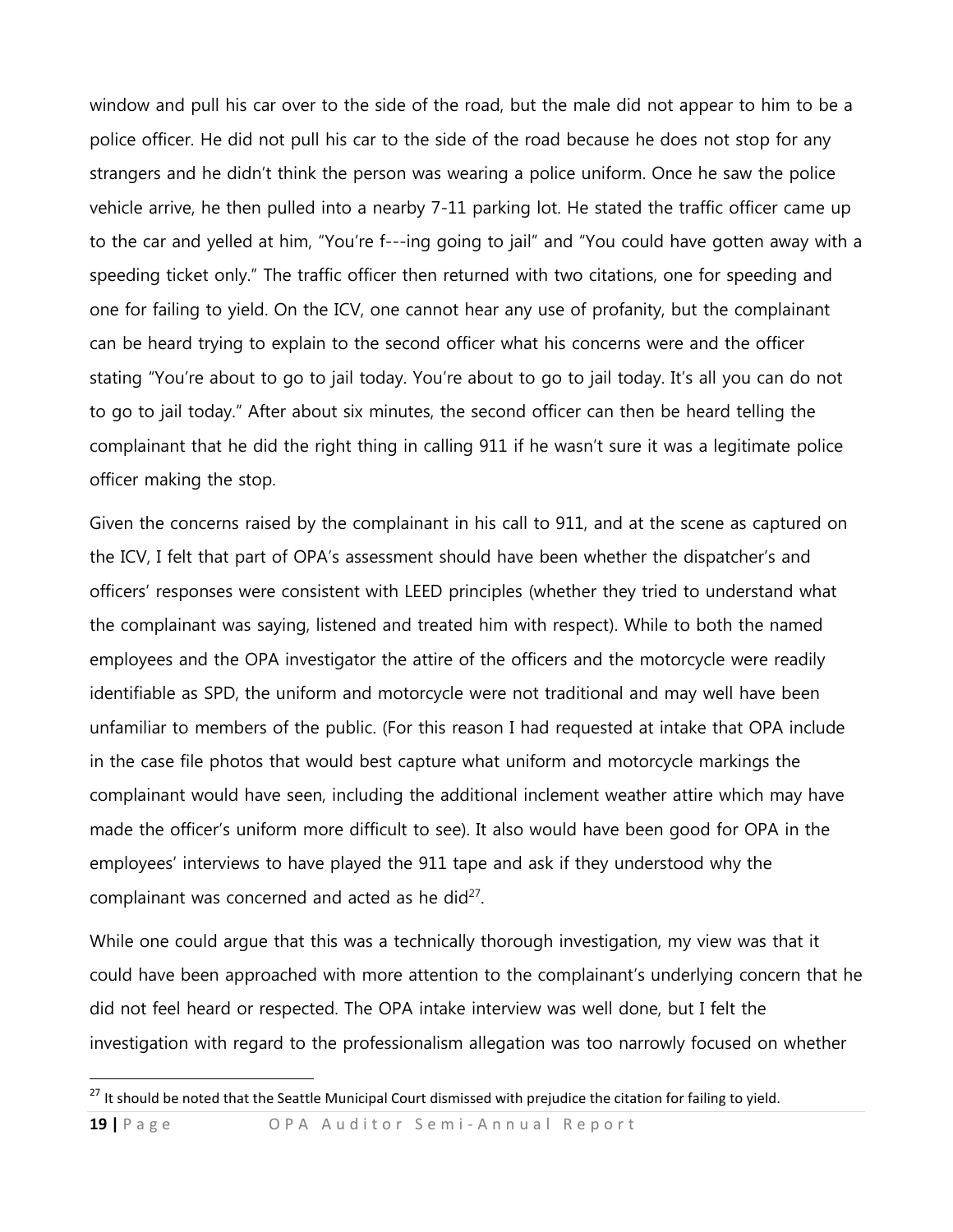window and pull his car over to the side of the road, but the male did not appear to him to be a police officer. He did not pull his car to the side of the road because he does not stop for any strangers and he didn't think the person was wearing a police uniform. Once he saw the police vehicle arrive, he then pulled into a nearby 7-11 parking lot. He stated the traffic officer came up to the car and yelled at him, "You're f---ing going to jail" and "You could have gotten away with a speeding ticket only." The traffic officer then returned with two citations, one for speeding and one for failing to yield. On the ICV, one cannot hear any use of profanity, but the complainant can be heard trying to explain to the second officer what his concerns were and the officer stating "You're about to go to jail today. You're about to go to jail today. It's all you can do not to go to jail today." After about six minutes, the second officer can then be heard telling the complainant that he did the right thing in calling 911 if he wasn't sure it was a legitimate police officer making the stop.

Given the concerns raised by the complainant in his call to 911, and at the scene as captured on the ICV, I felt that part of OPA's assessment should have been whether the dispatcher's and officers' responses were consistent with LEED principles (whether they tried to understand what the complainant was saying, listened and treated him with respect). While to both the named employees and the OPA investigator the attire of the officers and the motorcycle were readily identifiable as SPD, the uniform and motorcycle were not traditional and may well have been unfamiliar to members of the public. (For this reason I had requested at intake that OPA include in the case file photos that would best capture what uniform and motorcycle markings the complainant would have seen, including the additional inclement weather attire which may have made the officer's uniform more difficult to see). It also would have been good for OPA in the employees' interviews to have played the 911 tape and ask if they understood why the complainant was concerned and acted as he did[27].

While one could argue that this was a technically thorough investigation, my view was that it could have been approached with more attention to the complainant's underlying concern that he did not feel heard or respected. The OPA intake interview was well done, but I felt the investigation with regard to the professionalism allegation was too narrowly focused on whether

[27] It should be noted that the Seattle Municipal Court dismissed with prejudice the citation for failing to yield.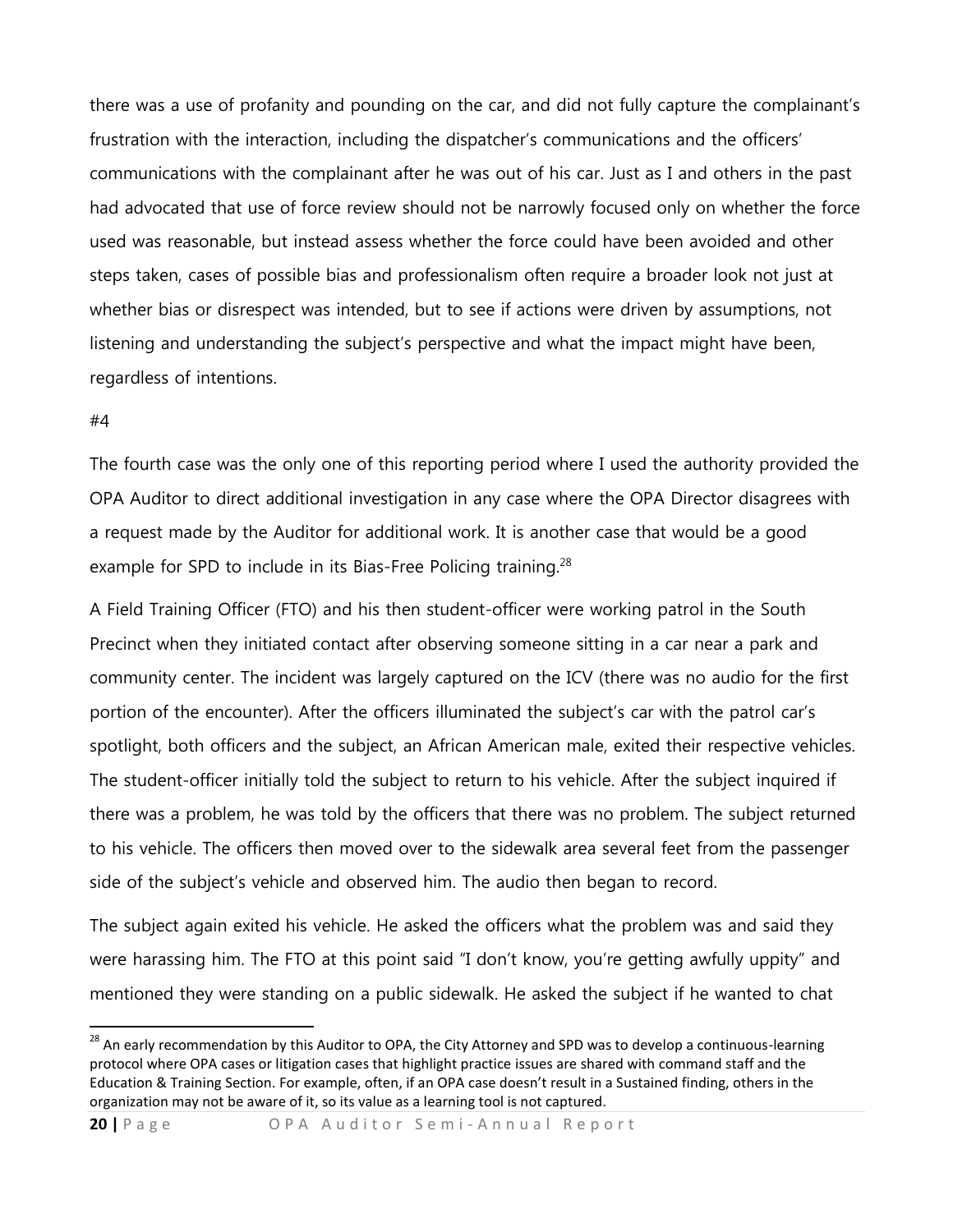there was a use of profanity and pounding on the car, and did not fully capture the complainant's frustration with the interaction, including the dispatcher's communications and the officers' communications with the complainant after he was out of his car. Just as I and others in the past had advocated that use of force review should not be narrowly focused only on whether the force used was reasonable, but instead assess whether the force could have been avoided and other steps taken, cases of possible bias and professionalism often require a broader look not just at whether bias or disrespect was intended, but to see if actions were driven by assumptions, not listening and understanding the subject's perspective and what the impact might have been, regardless of intentions.

#4

The fourth case was the only one of this reporting period where I used the authority provided the OPA Auditor to direct additional investigation in any case where the OPA Director disagrees with a request made by the Auditor for additional work. It is another case that would be a good example for SPD to include in its Bias-Free Policing training.[28]

A Field Training Officer (FTO) and his then student-officer were working patrol in the South Precinct when they initiated contact after observing someone sitting in a car near a park and community center. The incident was largely captured on the ICV (there was no audio for the first portion of the encounter). After the officers illuminated the subject's car with the patrol car's spotlight, both officers and the subject, an African American male, exited their respective vehicles. The student-officer initially told the subject to return to his vehicle. After the subject inquired if there was a problem, he was told by the officers that there was no problem. The subject returned to his vehicle. The officers then moved over to the sidewalk area several feet from the passenger side of the subject's vehicle and observed him. The audio then began to record.

The subject again exited his vehicle. He asked the officers what the problem was and said they were harassing him. The FTO at this point said "I don't know, you're getting awfully uppity" and mentioned they were standing on a public sidewalk. He asked the subject if he wanted to chat

[28] An early recommendation by this Auditor to OPA, the City Attorney and SPD was to develop a continuous-learning protocol where OPA cases or litigation cases that highlight practice issues are shared with command staff and the Education & Training Section. For example, often, if an OPA case doesn't result in a Sustained finding, others in the organization may not be aware of it, so its value as a learning tool is not captured.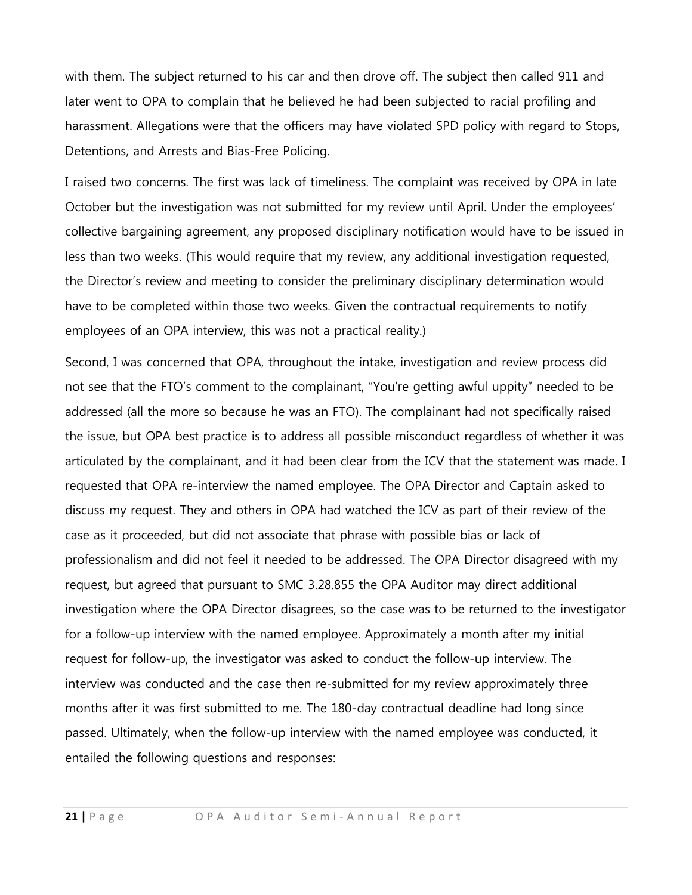with them. The subject returned to his car and then drove off. The subject then called 911 and later went to OPA to complain that he believed he had been subjected to racial profiling and harassment. Allegations were that the officers may have violated SPD policy with regard to Stops, Detentions, and Arrests and Bias-Free Policing.

I raised two concerns. The first was lack of timeliness. The complaint was received by OPA in late October but the investigation was not submitted for my review until April. Under the employees' collective bargaining agreement, any proposed disciplinary notification would have to be issued in less than two weeks. (This would require that my review, any additional investigation requested, the Director's review and meeting to consider the preliminary disciplinary determination would have to be completed within those two weeks. Given the contractual requirements to notify employees of an OPA interview, this was not a practical reality.)

Second, I was concerned that OPA, throughout the intake, investigation and review process did not see that the FTO's comment to the complainant, "You're getting awful uppity" needed to be addressed (all the more so because he was an FTO). The complainant had not specifically raised the issue, but OPA best practice is to address all possible misconduct regardless of whether it was articulated by the complainant, and it had been clear from the ICV that the statement was made. I requested that OPA re-interview the named employee. The OPA Director and Captain asked to discuss my request. They and others in OPA had watched the ICV as part of their review of the case as it proceeded, but did not associate that phrase with possible bias or lack of professionalism and did not feel it needed to be addressed. The OPA Director disagreed with my request, but agreed that pursuant to SMC 3.28.855 the OPA Auditor may direct additional investigation where the OPA Director disagrees, so the case was to be returned to the investigator for a follow-up interview with the named employee. Approximately a month after my initial request for follow-up, the investigator was asked to conduct the follow-up interview. The interview was conducted and the case then re-submitted for my review approximately three months after it was first submitted to me. The 180-day contractual deadline had long since passed. Ultimately, when the follow-up interview with the named employee was conducted, it entailed the following questions and responses: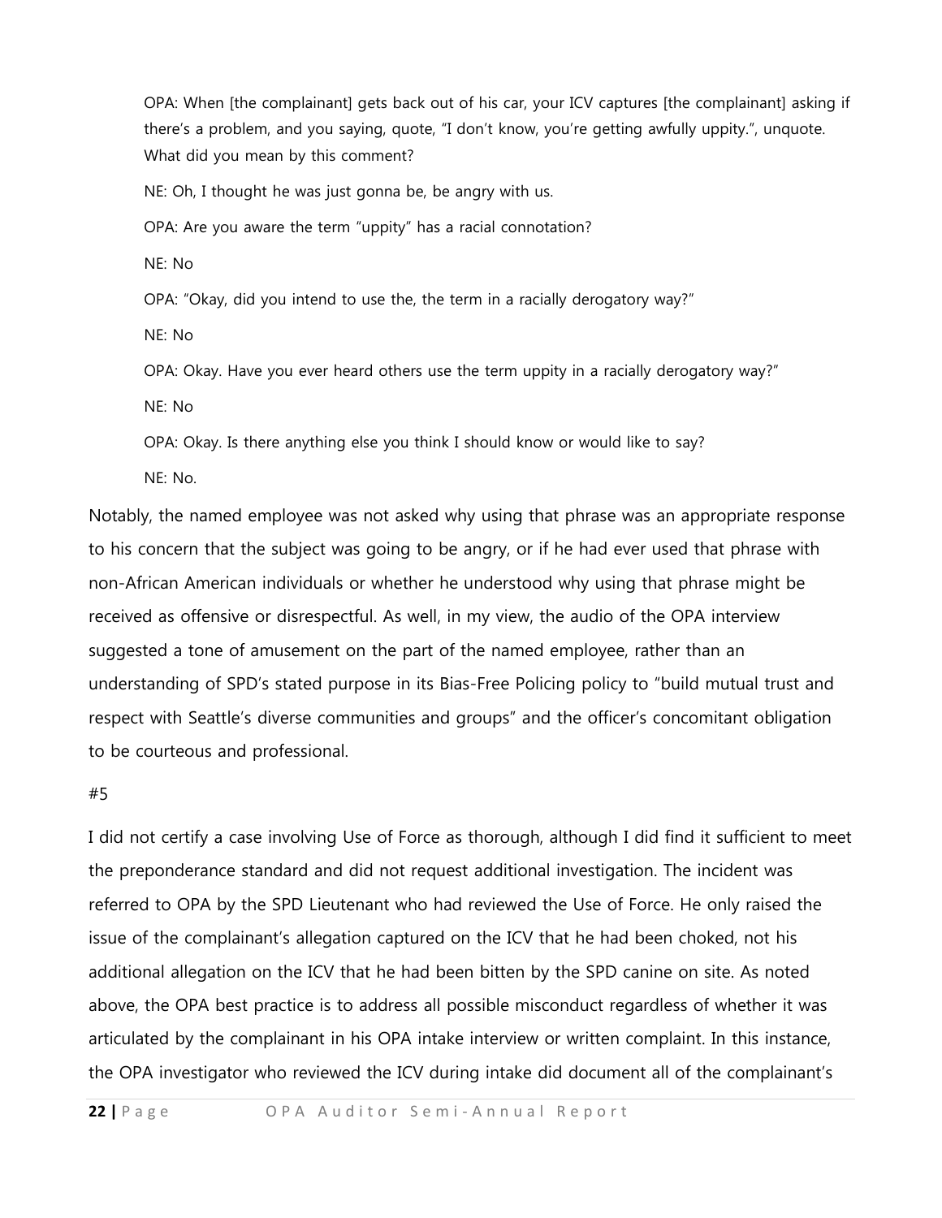> OPA: When [the complainant] gets back out of his car, your ICV captures [the complainant] asking if there's a problem, and you saying, quote, "I don't know, you're getting awfully uppity.", unquote. What did you mean by this comment?
>
> NE: Oh, I thought he was just gonna be, be angry with us.
>
> OPA: Are you aware the term "uppity" has a racial connotation?
>
> NE: No
>
> OPA: "Okay, did you intend to use the, the term in a racially derogatory way?"
>
> NE: No
>
> OPA: Okay. Have you ever heard others use the term uppity in a racially derogatory way?"
>
> NE: No
>
> OPA: Okay. Is there anything else you think I should know or would like to say?
>
> NE: No.

Notably, the named employee was not asked why using that phrase was an appropriate response to his concern that the subject was going to be angry, or if he had ever used that phrase with non-African American individuals or whether he understood why using that phrase might be received as offensive or disrespectful. As well, in my view, the audio of the OPA interview suggested a tone of amusement on the part of the named employee, rather than an understanding of SPD's stated purpose in its Bias-Free Policing policy to "build mutual trust and respect with Seattle's diverse communities and groups" and the officer's concomitant obligation to be courteous and professional.

#5

I did not certify a case involving Use of Force as thorough, although I did find it sufficient to meet the preponderance standard and did not request additional investigation. The incident was referred to OPA by the SPD Lieutenant who had reviewed the Use of Force. He only raised the issue of the complainant's allegation captured on the ICV that he had been choked, not his additional allegation on the ICV that he had been bitten by the SPD canine on site. As noted above, the OPA best practice is to address all possible misconduct regardless of whether it was articulated by the complainant in his OPA intake interview or written complaint. In this instance, the OPA investigator who reviewed the ICV during intake did document all of the complainant's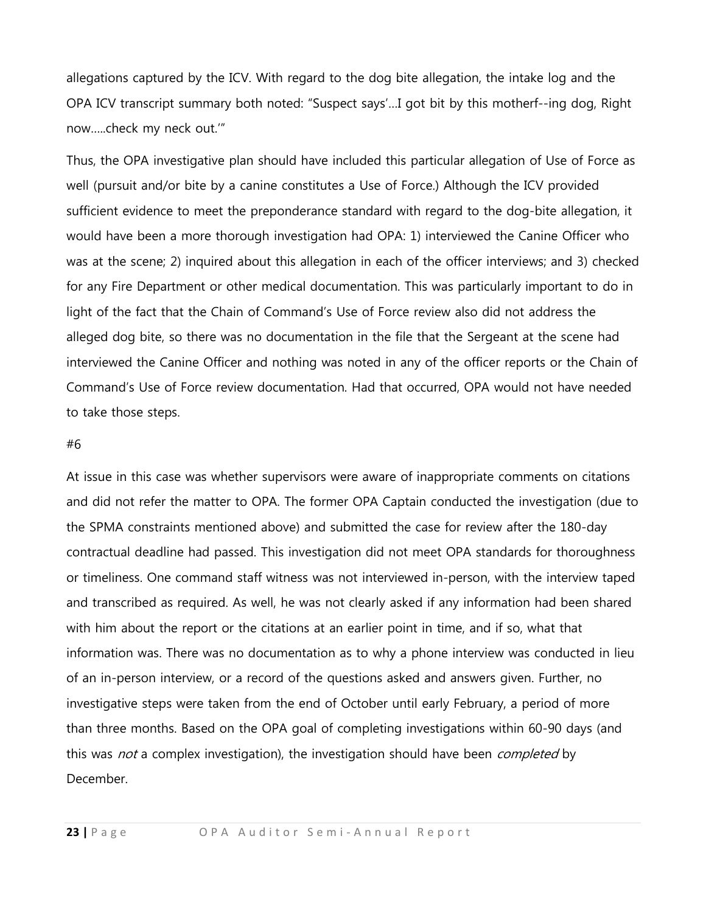allegations captured by the ICV. With regard to the dog bite allegation, the intake log and the OPA ICV transcript summary both noted: "Suspect says'…I got bit by this motherf--ing dog, Right now…..check my neck out.'"

Thus, the OPA investigative plan should have included this particular allegation of Use of Force as well (pursuit and/or bite by a canine constitutes a Use of Force.) Although the ICV provided sufficient evidence to meet the preponderance standard with regard to the dog-bite allegation, it would have been a more thorough investigation had OPA: 1) interviewed the Canine Officer who was at the scene; 2) inquired about this allegation in each of the officer interviews; and 3) checked for any Fire Department or other medical documentation. This was particularly important to do in light of the fact that the Chain of Command's Use of Force review also did not address the alleged dog bite, so there was no documentation in the file that the Sergeant at the scene had interviewed the Canine Officer and nothing was noted in any of the officer reports or the Chain of Command's Use of Force review documentation. Had that occurred, OPA would not have needed to take those steps.

#6

At issue in this case was whether supervisors were aware of inappropriate comments on citations and did not refer the matter to OPA. The former OPA Captain conducted the investigation (due to the SPMA constraints mentioned above) and submitted the case for review after the 180-day contractual deadline had passed. This investigation did not meet OPA standards for thoroughness or timeliness. One command staff witness was not interviewed in-person, with the interview taped and transcribed as required. As well, he was not clearly asked if any information had been shared with him about the report or the citations at an earlier point in time, and if so, what that information was. There was no documentation as to why a phone interview was conducted in lieu of an in-person interview, or a record of the questions asked and answers given. Further, no investigative steps were taken from the end of October until early February, a period of more than three months. Based on the OPA goal of completing investigations within 60-90 days (and this was *not* a complex investigation), the investigation should have been *completed* by December.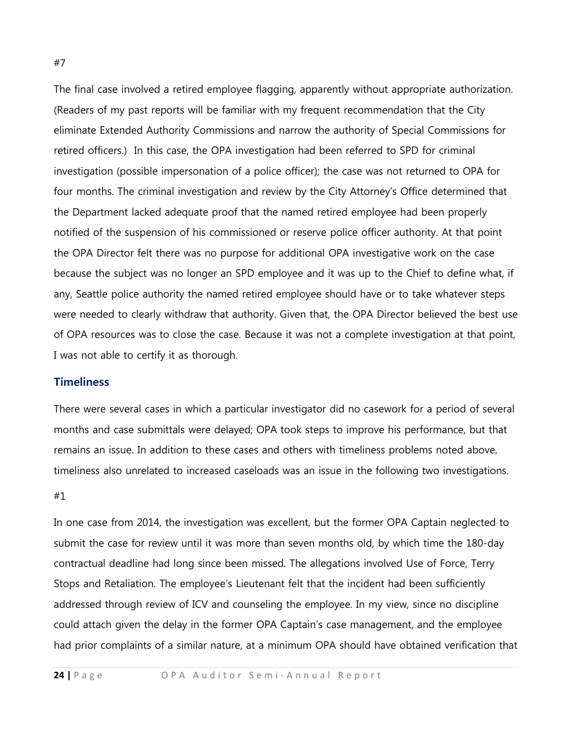#7

The final case involved a retired employee flagging, apparently without appropriate authorization. (Readers of my past reports will be familiar with my frequent recommendation that the City eliminate Extended Authority Commissions and narrow the authority of Special Commissions for retired officers.) In this case, the OPA investigation had been referred to SPD for criminal investigation (possible impersonation of a police officer); the case was not returned to OPA for four months. The criminal investigation and review by the City Attorney's Office determined that the Department lacked adequate proof that the named retired employee had been properly notified of the suspension of his commissioned or reserve police officer authority. At that point the OPA Director felt there was no purpose for additional OPA investigative work on the case because the subject was no longer an SPD employee and it was up to the Chief to define what, if any, Seattle police authority the named retired employee should have or to take whatever steps were needed to clearly withdraw that authority. Given that, the OPA Director believed the best use of OPA resources was to close the case. Because it was not a complete investigation at that point, I was not able to certify it as thorough.

## Timeliness

There were several cases in which a particular investigator did no casework for a period of several months and case submittals were delayed; OPA took steps to improve his performance, but that remains an issue. In addition to these cases and others with timeliness problems noted above, timeliness also unrelated to increased caseloads was an issue in the following two investigations.

#1

In one case from 2014, the investigation was excellent, but the former OPA Captain neglected to submit the case for review until it was more than seven months old, by which time the 180-day contractual deadline had long since been missed. The allegations involved Use of Force, Terry Stops and Retaliation. The employee's Lieutenant felt that the incident had been sufficiently addressed through review of ICV and counseling the employee. In my view, since no discipline could attach given the delay in the former OPA Captain's case management, and the employee had prior complaints of a similar nature, at a minimum OPA should have obtained verification that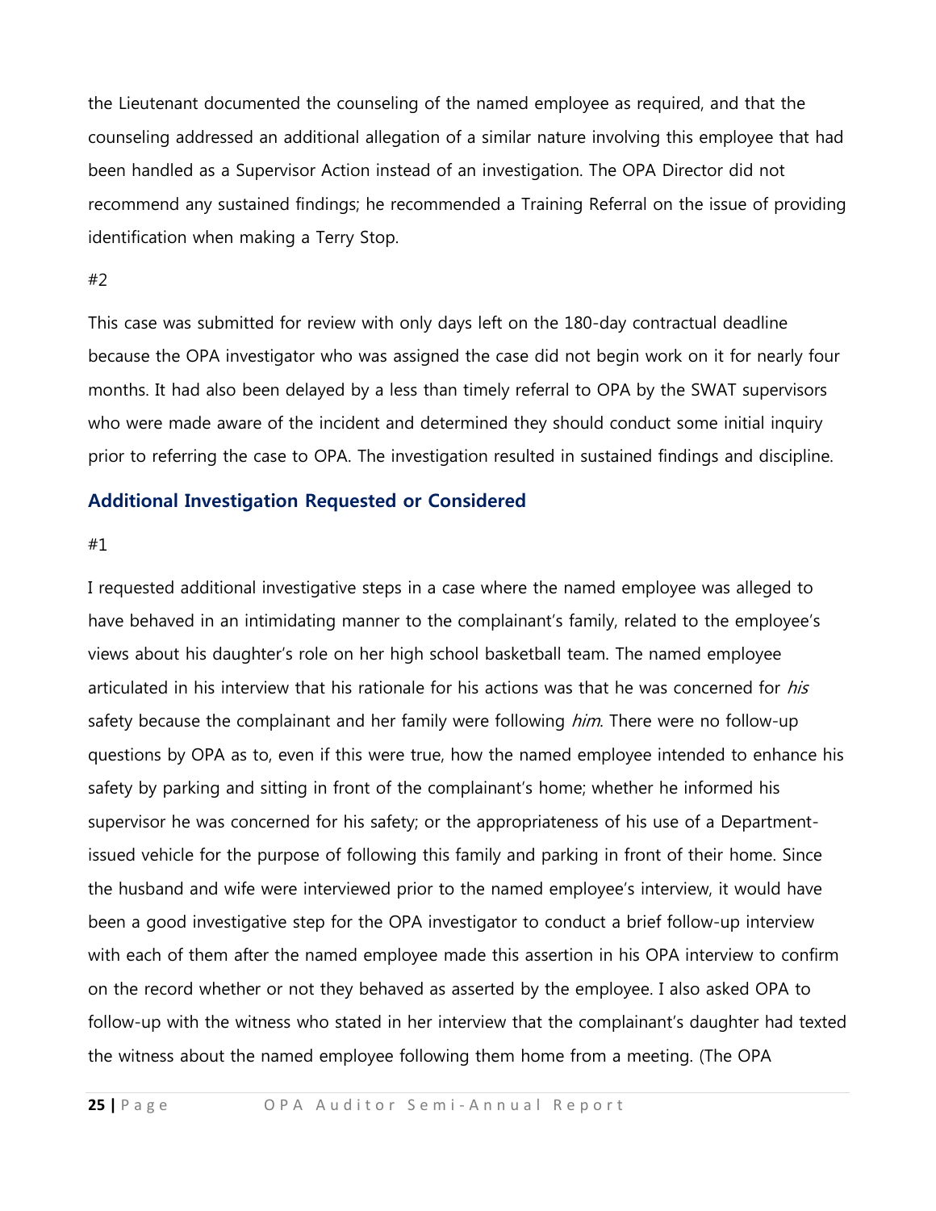the Lieutenant documented the counseling of the named employee as required, and that the counseling addressed an additional allegation of a similar nature involving this employee that had been handled as a Supervisor Action instead of an investigation. The OPA Director did not recommend any sustained findings; he recommended a Training Referral on the issue of providing identification when making a Terry Stop.

#2

This case was submitted for review with only days left on the 180-day contractual deadline because the OPA investigator who was assigned the case did not begin work on it for nearly four months. It had also been delayed by a less than timely referral to OPA by the SWAT supervisors who were made aware of the incident and determined they should conduct some initial inquiry prior to referring the case to OPA. The investigation resulted in sustained findings and discipline.

### Additional Investigation Requested or Considered

#1

I requested additional investigative steps in a case where the named employee was alleged to have behaved in an intimidating manner to the complainant's family, related to the employee's views about his daughter's role on her high school basketball team. The named employee articulated in his interview that his rationale for his actions was that he was concerned for *his* safety because the complainant and her family were following *him*. There were no follow-up questions by OPA as to, even if this were true, how the named employee intended to enhance his safety by parking and sitting in front of the complainant's home; whether he informed his supervisor he was concerned for his safety; or the appropriateness of his use of a Department-issued vehicle for the purpose of following this family and parking in front of their home. Since the husband and wife were interviewed prior to the named employee's interview, it would have been a good investigative step for the OPA investigator to conduct a brief follow-up interview with each of them after the named employee made this assertion in his OPA interview to confirm on the record whether or not they behaved as asserted by the employee. I also asked OPA to follow-up with the witness who stated in her interview that the complainant's daughter had texted the witness about the named employee following them home from a meeting. (The OPA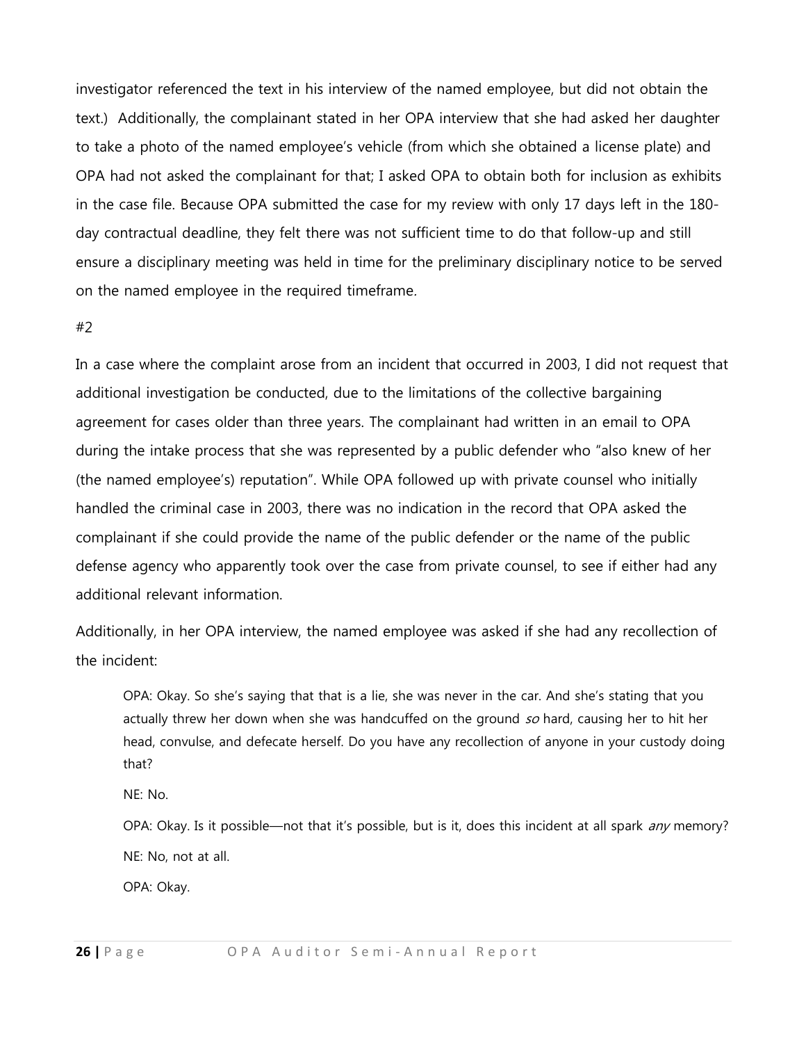investigator referenced the text in his interview of the named employee, but did not obtain the text.) Additionally, the complainant stated in her OPA interview that she had asked her daughter to take a photo of the named employee's vehicle (from which she obtained a license plate) and OPA had not asked the complainant for that; I asked OPA to obtain both for inclusion as exhibits in the case file. Because OPA submitted the case for my review with only 17 days left in the 180-day contractual deadline, they felt there was not sufficient time to do that follow-up and still ensure a disciplinary meeting was held in time for the preliminary disciplinary notice to be served on the named employee in the required timeframe.

#2

In a case where the complaint arose from an incident that occurred in 2003, I did not request that additional investigation be conducted, due to the limitations of the collective bargaining agreement for cases older than three years. The complainant had written in an email to OPA during the intake process that she was represented by a public defender who "also knew of her (the named employee's) reputation". While OPA followed up with private counsel who initially handled the criminal case in 2003, there was no indication in the record that OPA asked the complainant if she could provide the name of the public defender or the name of the public defense agency who apparently took over the case from private counsel, to see if either had any additional relevant information.

Additionally, in her OPA interview, the named employee was asked if she had any recollection of the incident:

> OPA: Okay. So she's saying that that is a lie, she was never in the car. And she's stating that you actually threw her down when she was handcuffed on the ground *so* hard, causing her to hit her head, convulse, and defecate herself. Do you have any recollection of anyone in your custody doing that?
>
> NE: No.
>
> OPA: Okay. Is it possible—not that it's possible, but is it, does this incident at all spark *any* memory?
>
> NE: No, not at all.
>
> OPA: Okay.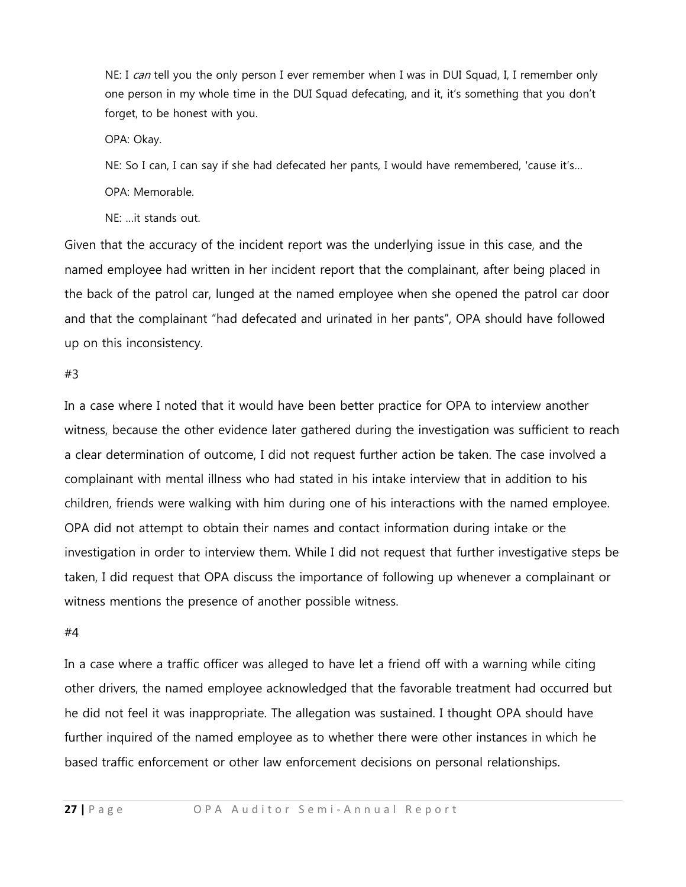> NE: I *can* tell you the only person I ever remember when I was in DUI Squad, I, I remember only one person in my whole time in the DUI Squad defecating, and it, it's something that you don't forget, to be honest with you.
>
> OPA: Okay.
>
> NE: So I can, I can say if she had defecated her pants, I would have remembered, 'cause it's…
>
> OPA: Memorable.
>
> NE: …it stands out.

Given that the accuracy of the incident report was the underlying issue in this case, and the named employee had written in her incident report that the complainant, after being placed in the back of the patrol car, lunged at the named employee when she opened the patrol car door and that the complainant "had defecated and urinated in her pants", OPA should have followed up on this inconsistency.

#3

In a case where I noted that it would have been better practice for OPA to interview another witness, because the other evidence later gathered during the investigation was sufficient to reach a clear determination of outcome, I did not request further action be taken. The case involved a complainant with mental illness who had stated in his intake interview that in addition to his children, friends were walking with him during one of his interactions with the named employee. OPA did not attempt to obtain their names and contact information during intake or the investigation in order to interview them. While I did not request that further investigative steps be taken, I did request that OPA discuss the importance of following up whenever a complainant or witness mentions the presence of another possible witness.

#4

In a case where a traffic officer was alleged to have let a friend off with a warning while citing other drivers, the named employee acknowledged that the favorable treatment had occurred but he did not feel it was inappropriate. The allegation was sustained. I thought OPA should have further inquired of the named employee as to whether there were other instances in which he based traffic enforcement or other law enforcement decisions on personal relationships.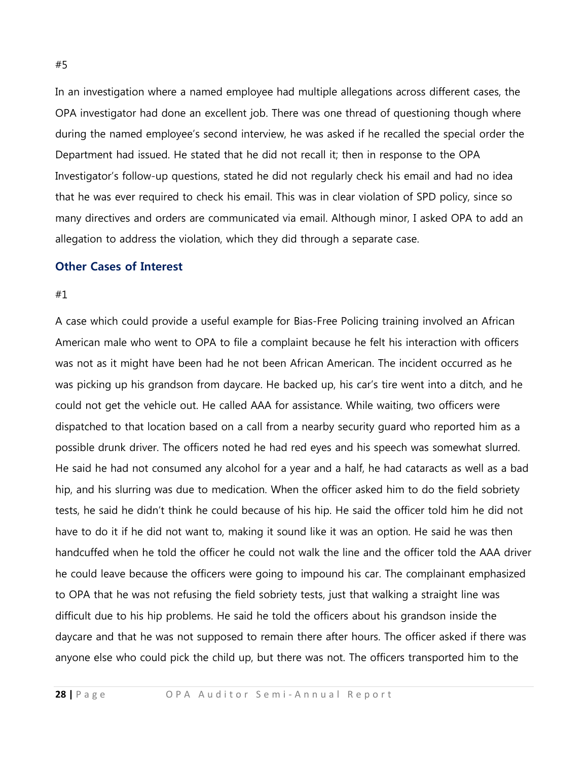#5

In an investigation where a named employee had multiple allegations across different cases, the OPA investigator had done an excellent job. There was one thread of questioning though where during the named employee's second interview, he was asked if he recalled the special order the Department had issued. He stated that he did not recall it; then in response to the OPA Investigator's follow-up questions, stated he did not regularly check his email and had no idea that he was ever required to check his email. This was in clear violation of SPD policy, since so many directives and orders are communicated via email. Although minor, I asked OPA to add an allegation to address the violation, which they did through a separate case.

## Other Cases of Interest

#1

A case which could provide a useful example for Bias-Free Policing training involved an African American male who went to OPA to file a complaint because he felt his interaction with officers was not as it might have been had he not been African American. The incident occurred as he was picking up his grandson from daycare. He backed up, his car's tire went into a ditch, and he could not get the vehicle out. He called AAA for assistance. While waiting, two officers were dispatched to that location based on a call from a nearby security guard who reported him as a possible drunk driver. The officers noted he had red eyes and his speech was somewhat slurred. He said he had not consumed any alcohol for a year and a half, he had cataracts as well as a bad hip, and his slurring was due to medication. When the officer asked him to do the field sobriety tests, he said he didn't think he could because of his hip. He said the officer told him he did not have to do it if he did not want to, making it sound like it was an option. He said he was then handcuffed when he told the officer he could not walk the line and the officer told the AAA driver he could leave because the officers were going to impound his car. The complainant emphasized to OPA that he was not refusing the field sobriety tests, just that walking a straight line was difficult due to his hip problems. He said he told the officers about his grandson inside the daycare and that he was not supposed to remain there after hours. The officer asked if there was anyone else who could pick the child up, but there was not. The officers transported him to the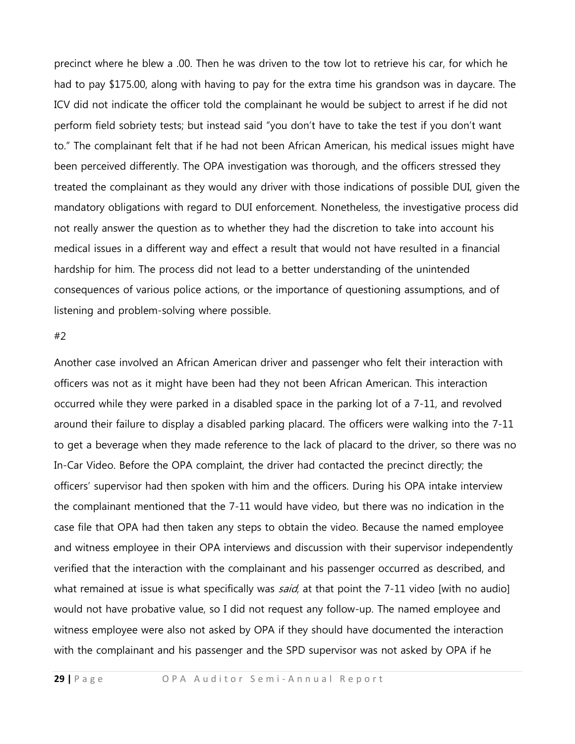precinct where he blew a .00. Then he was driven to the tow lot to retrieve his car, for which he had to pay $175.00, along with having to pay for the extra time his grandson was in daycare. The ICV did not indicate the officer told the complainant he would be subject to arrest if he did not perform field sobriety tests; but instead said "you don't have to take the test if you don't want to." The complainant felt that if he had not been African American, his medical issues might have been perceived differently. The OPA investigation was thorough, and the officers stressed they treated the complainant as they would any driver with those indications of possible DUI, given the mandatory obligations with regard to DUI enforcement. Nonetheless, the investigative process did not really answer the question as to whether they had the discretion to take into account his medical issues in a different way and effect a result that would not have resulted in a financial hardship for him. The process did not lead to a better understanding of the unintended consequences of various police actions, or the importance of questioning assumptions, and of listening and problem-solving where possible.

#2

Another case involved an African American driver and passenger who felt their interaction with officers was not as it might have been had they not been African American. This interaction occurred while they were parked in a disabled space in the parking lot of a 7-11, and revolved around their failure to display a disabled parking placard. The officers were walking into the 7-11 to get a beverage when they made reference to the lack of placard to the driver, so there was no In-Car Video. Before the OPA complaint, the driver had contacted the precinct directly; the officers' supervisor had then spoken with him and the officers. During his OPA intake interview the complainant mentioned that the 7-11 would have video, but there was no indication in the case file that OPA had then taken any steps to obtain the video. Because the named employee and witness employee in their OPA interviews and discussion with their supervisor independently verified that the interaction with the complainant and his passenger occurred as described, and what remained at issue is what specifically was *said*, at that point the 7-11 video [with no audio] would not have probative value, so I did not request any follow-up. The named employee and witness employee were also not asked by OPA if they should have documented the interaction with the complainant and his passenger and the SPD supervisor was not asked by OPA if he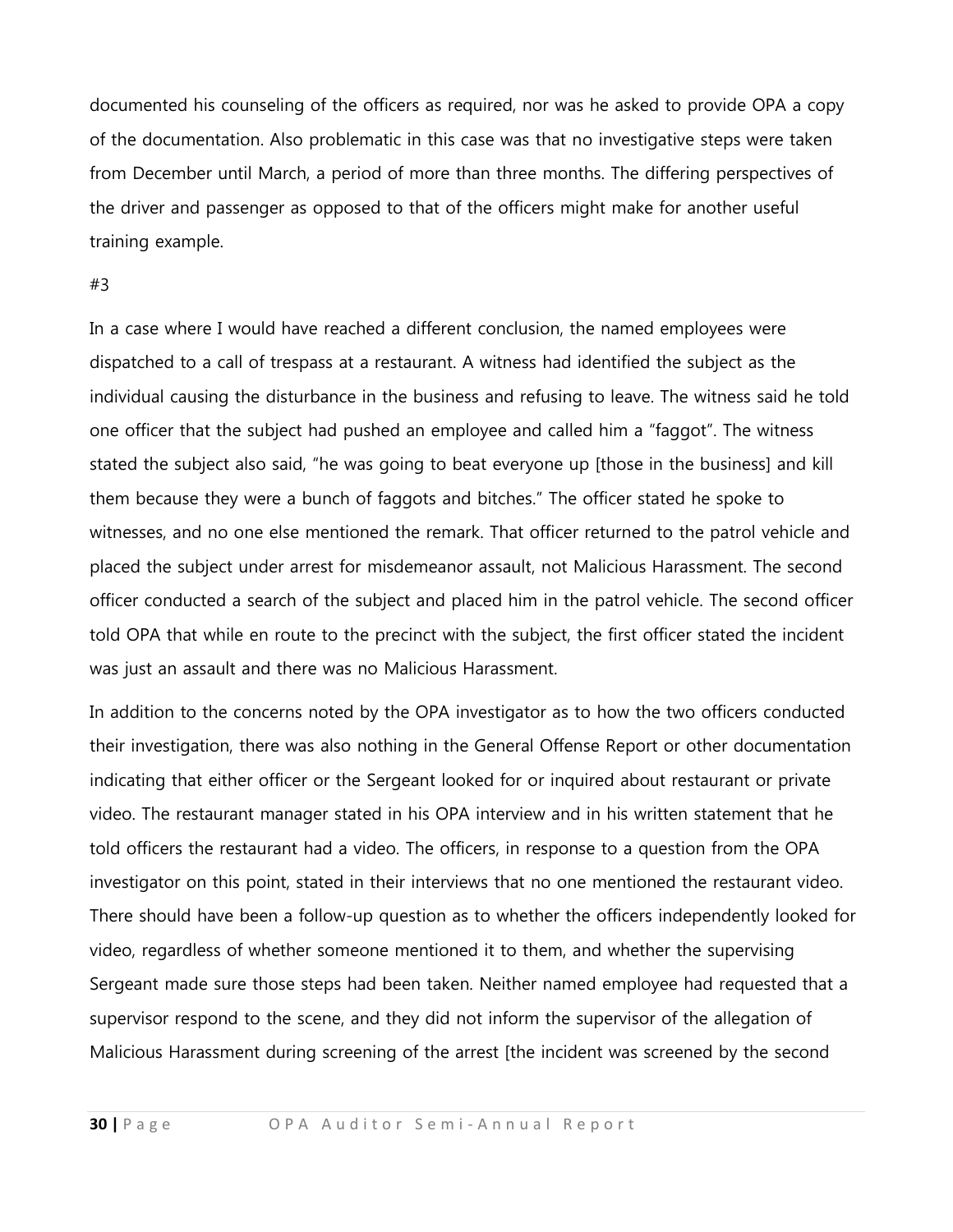documented his counseling of the officers as required, nor was he asked to provide OPA a copy of the documentation. Also problematic in this case was that no investigative steps were taken from December until March, a period of more than three months. The differing perspectives of the driver and passenger as opposed to that of the officers might make for another useful training example.

#3

In a case where I would have reached a different conclusion, the named employees were dispatched to a call of trespass at a restaurant. A witness had identified the subject as the individual causing the disturbance in the business and refusing to leave. The witness said he told one officer that the subject had pushed an employee and called him a "faggot". The witness stated the subject also said, "he was going to beat everyone up [those in the business] and kill them because they were a bunch of faggots and bitches." The officer stated he spoke to witnesses, and no one else mentioned the remark. That officer returned to the patrol vehicle and placed the subject under arrest for misdemeanor assault, not Malicious Harassment. The second officer conducted a search of the subject and placed him in the patrol vehicle. The second officer told OPA that while en route to the precinct with the subject, the first officer stated the incident was just an assault and there was no Malicious Harassment.

In addition to the concerns noted by the OPA investigator as to how the two officers conducted their investigation, there was also nothing in the General Offense Report or other documentation indicating that either officer or the Sergeant looked for or inquired about restaurant or private video. The restaurant manager stated in his OPA interview and in his written statement that he told officers the restaurant had a video. The officers, in response to a question from the OPA investigator on this point, stated in their interviews that no one mentioned the restaurant video. There should have been a follow-up question as to whether the officers independently looked for video, regardless of whether someone mentioned it to them, and whether the supervising Sergeant made sure those steps had been taken. Neither named employee had requested that a supervisor respond to the scene, and they did not inform the supervisor of the allegation of Malicious Harassment during screening of the arrest [the incident was screened by the second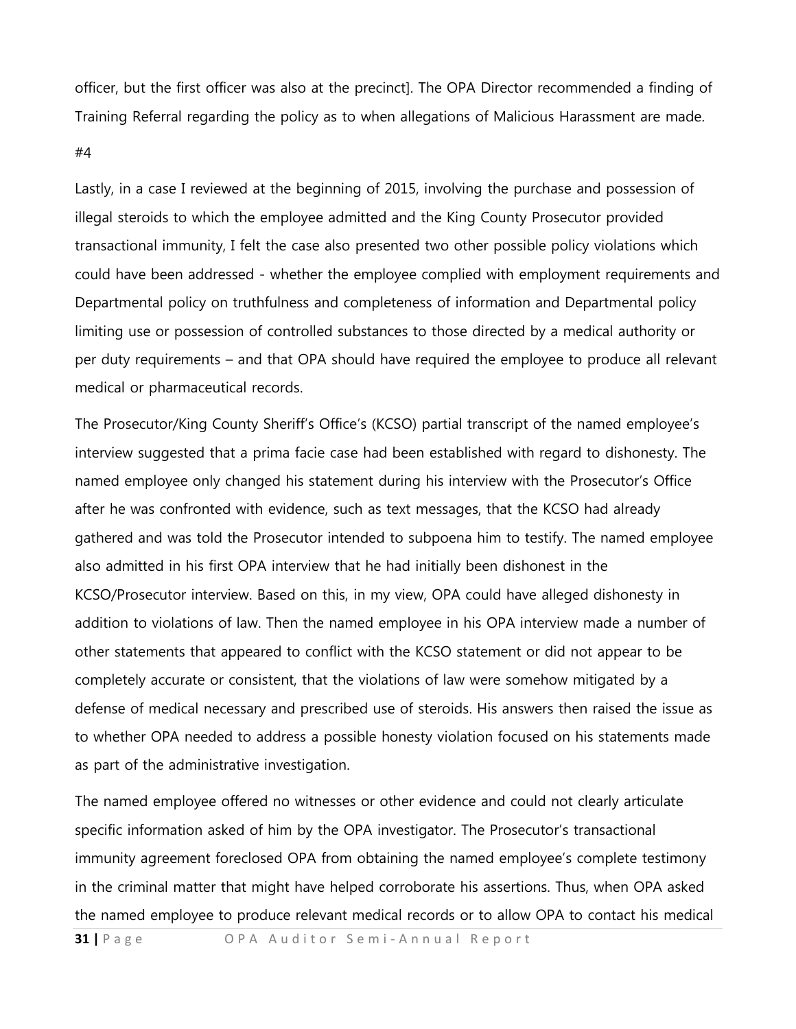officer, but the first officer was also at the precinct]. The OPA Director recommended a finding of Training Referral regarding the policy as to when allegations of Malicious Harassment are made.

#4

Lastly, in a case I reviewed at the beginning of 2015, involving the purchase and possession of illegal steroids to which the employee admitted and the King County Prosecutor provided transactional immunity, I felt the case also presented two other possible policy violations which could have been addressed - whether the employee complied with employment requirements and Departmental policy on truthfulness and completeness of information and Departmental policy limiting use or possession of controlled substances to those directed by a medical authority or per duty requirements – and that OPA should have required the employee to produce all relevant medical or pharmaceutical records.

The Prosecutor/King County Sheriff's Office's (KCSO) partial transcript of the named employee's interview suggested that a prima facie case had been established with regard to dishonesty. The named employee only changed his statement during his interview with the Prosecutor's Office after he was confronted with evidence, such as text messages, that the KCSO had already gathered and was told the Prosecutor intended to subpoena him to testify. The named employee also admitted in his first OPA interview that he had initially been dishonest in the KCSO/Prosecutor interview. Based on this, in my view, OPA could have alleged dishonesty in addition to violations of law. Then the named employee in his OPA interview made a number of other statements that appeared to conflict with the KCSO statement or did not appear to be completely accurate or consistent, that the violations of law were somehow mitigated by a defense of medical necessary and prescribed use of steroids. His answers then raised the issue as to whether OPA needed to address a possible honesty violation focused on his statements made as part of the administrative investigation.

The named employee offered no witnesses or other evidence and could not clearly articulate specific information asked of him by the OPA investigator. The Prosecutor's transactional immunity agreement foreclosed OPA from obtaining the named employee's complete testimony in the criminal matter that might have helped corroborate his assertions. Thus, when OPA asked the named employee to produce relevant medical records or to allow OPA to contact his medical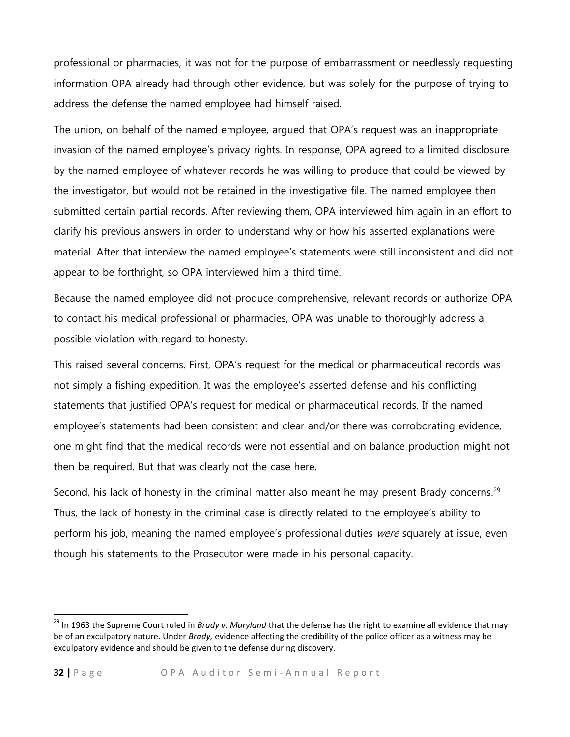professional or pharmacies, it was not for the purpose of embarrassment or needlessly requesting information OPA already had through other evidence, but was solely for the purpose of trying to address the defense the named employee had himself raised.

The union, on behalf of the named employee, argued that OPA's request was an inappropriate invasion of the named employee's privacy rights. In response, OPA agreed to a limited disclosure by the named employee of whatever records he was willing to produce that could be viewed by the investigator, but would not be retained in the investigative file. The named employee then submitted certain partial records. After reviewing them, OPA interviewed him again in an effort to clarify his previous answers in order to understand why or how his asserted explanations were material. After that interview the named employee's statements were still inconsistent and did not appear to be forthright, so OPA interviewed him a third time.

Because the named employee did not produce comprehensive, relevant records or authorize OPA to contact his medical professional or pharmacies, OPA was unable to thoroughly address a possible violation with regard to honesty.

This raised several concerns. First, OPA's request for the medical or pharmaceutical records was not simply a fishing expedition. It was the employee's asserted defense and his conflicting statements that justified OPA's request for medical or pharmaceutical records. If the named employee's statements had been consistent and clear and/or there was corroborating evidence, one might find that the medical records were not essential and on balance production might not then be required. But that was clearly not the case here.

Second, his lack of honesty in the criminal matter also meant he may present Brady concerns.[29] Thus, the lack of honesty in the criminal case is directly related to the employee's ability to perform his job, meaning the named employee's professional duties *were* squarely at issue, even though his statements to the Prosecutor were made in his personal capacity.

---

[29] In 1963 the Supreme Court ruled in *Brady v. Maryland* that the defense has the right to examine all evidence that may be of an exculpatory nature. Under *Brady,* evidence affecting the credibility of the police officer as a witness may be exculpatory evidence and should be given to the defense during discovery.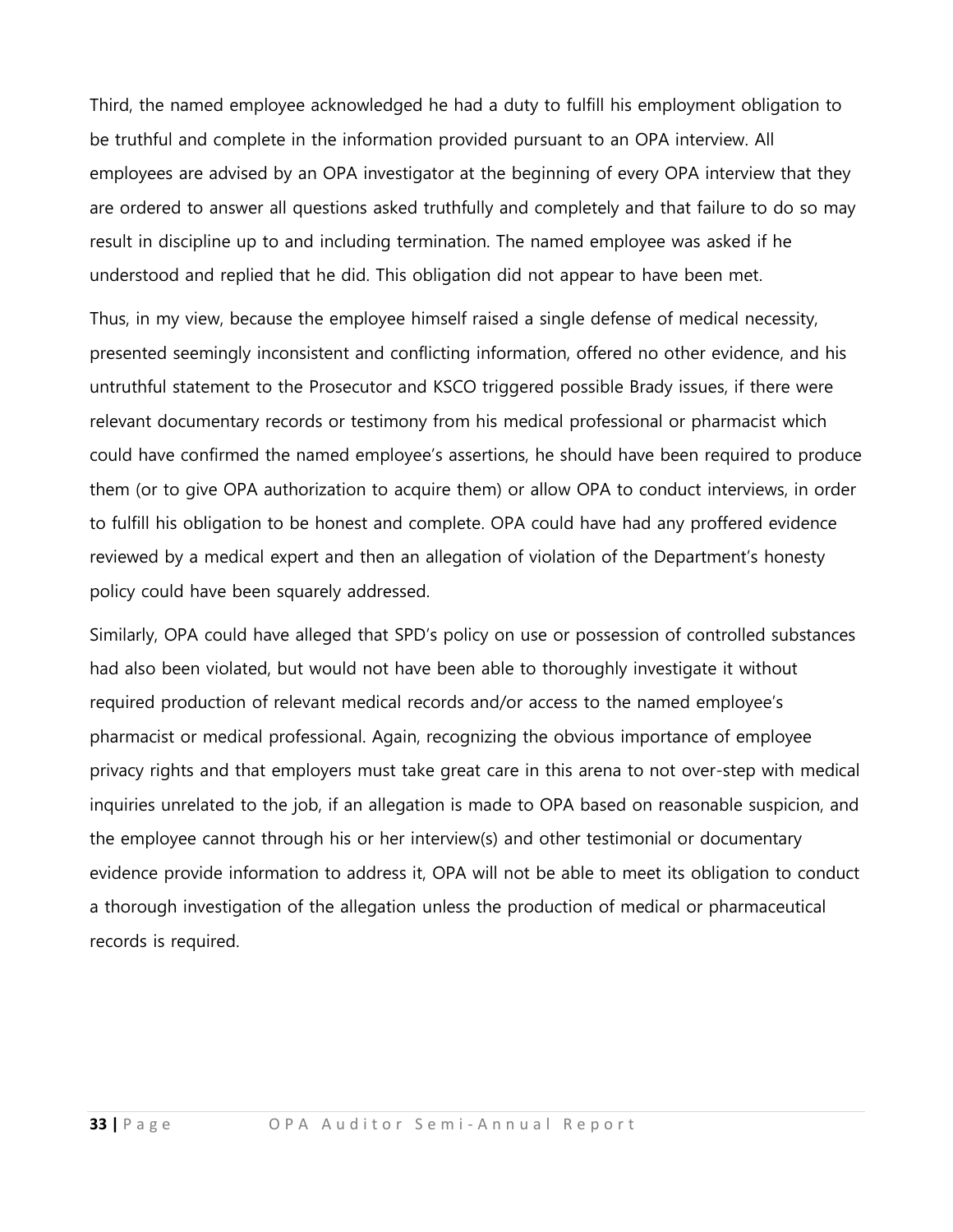Third, the named employee acknowledged he had a duty to fulfill his employment obligation to be truthful and complete in the information provided pursuant to an OPA interview. All employees are advised by an OPA investigator at the beginning of every OPA interview that they are ordered to answer all questions asked truthfully and completely and that failure to do so may result in discipline up to and including termination. The named employee was asked if he understood and replied that he did. This obligation did not appear to have been met.

Thus, in my view, because the employee himself raised a single defense of medical necessity, presented seemingly inconsistent and conflicting information, offered no other evidence, and his untruthful statement to the Prosecutor and KSCO triggered possible Brady issues, if there were relevant documentary records or testimony from his medical professional or pharmacist which could have confirmed the named employee's assertions, he should have been required to produce them (or to give OPA authorization to acquire them) or allow OPA to conduct interviews, in order to fulfill his obligation to be honest and complete. OPA could have had any proffered evidence reviewed by a medical expert and then an allegation of violation of the Department's honesty policy could have been squarely addressed.

Similarly, OPA could have alleged that SPD's policy on use or possession of controlled substances had also been violated, but would not have been able to thoroughly investigate it without required production of relevant medical records and/or access to the named employee's pharmacist or medical professional. Again, recognizing the obvious importance of employee privacy rights and that employers must take great care in this arena to not over-step with medical inquiries unrelated to the job, if an allegation is made to OPA based on reasonable suspicion, and the employee cannot through his or her interview(s) and other testimonial or documentary evidence provide information to address it, OPA will not be able to meet its obligation to conduct a thorough investigation of the allegation unless the production of medical or pharmaceutical records is required.